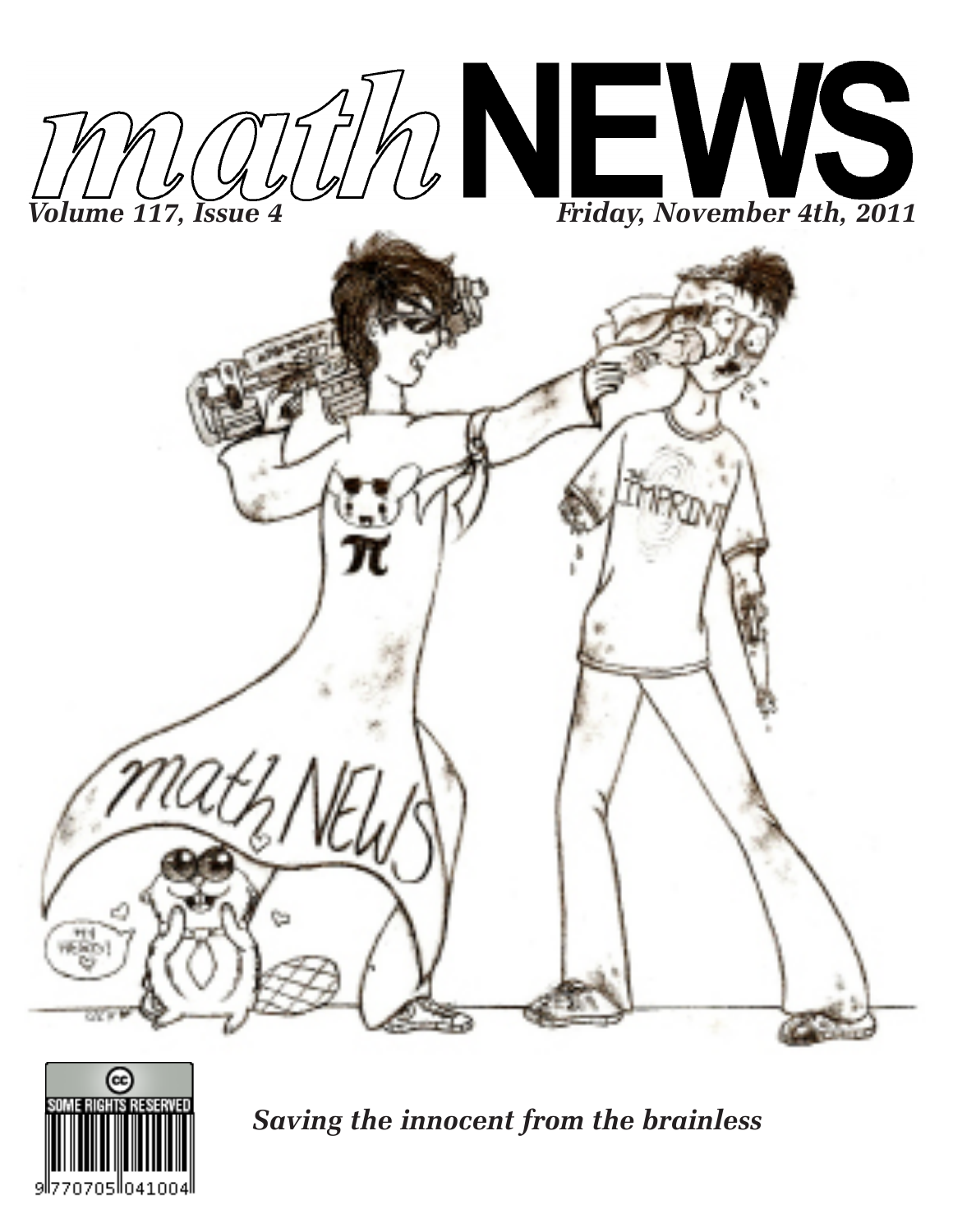# *math*NEWS

***Volume 117, Issue 4*** ***Friday, November 4th, 2011***

SOME RIGHTS RESERVED

9 770705 041004

***Saving the innocent from the brainless***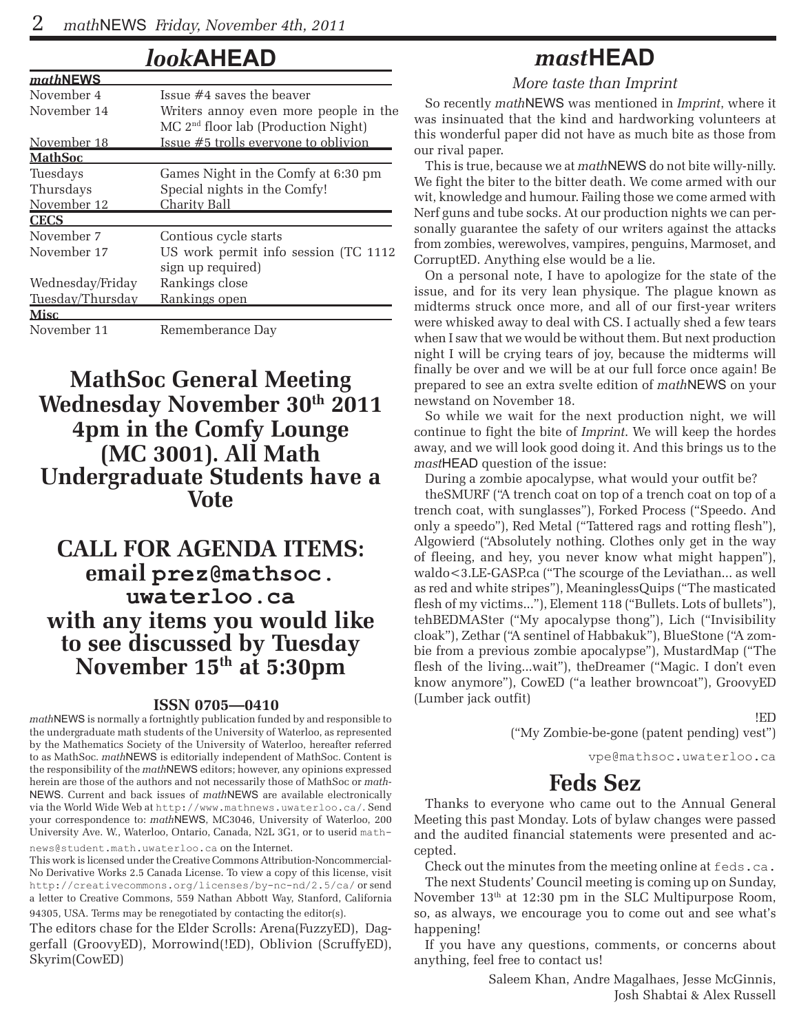# *look*AHEAD

| ***math*NEWS** | |
|---|---|
| November 4 | Issue #4 saves the beaver |
| November 14 | Writers annoy even more people in the MC 2nd floor lab (Production Night) |
| November 18 | Issue #5 trolls everyone to oblivion |
| **MathSoc** | |
| Tuesdays | Games Night in the Comfy at 6:30 pm |
| Thursdays | Special nights in the Comfy! |
| November 12 | Charity Ball |
| **CECS** | |
| November 7 | Contious cycle starts |
| November 17 | US work permit info session (TC 1112 sign up required) |
| Wednesday/Friday | Rankings close |
| Tuesday/Thursday | Rankings open |
| **Misc** | |
| November 11 | Rememberance Day |

## MathSoc General Meeting Wednesday November 30th 2011 4pm in the Comfy Lounge (MC 3001). All Math Undergraduate Students have a Vote

## CALL FOR AGENDA ITEMS: email prez@mathsoc.uwaterloo.ca with any items you would like to see discussed by Tuesday November 15th at 5:30pm

**ISSN 0705—0410**

*math*NEWS is normally a fortnightly publication funded by and responsible to the undergraduate math students of the University of Waterloo, as represented by the Mathematics Society of the University of Waterloo, hereafter referred to as MathSoc. *math*NEWS is editorially independent of MathSoc. Content is the responsibility of the *math*NEWS editors; however, any opinions expressed herein are those of the authors and not necessarily those of MathSoc or *math*NEWS. Current and back issues of *math*NEWS are available electronically via the World Wide Web at http://www.mathnews.uwaterloo.ca/. Send your correspondence to: *math*NEWS, MC3046, University of Waterloo, 200 University Ave. W., Waterloo, Ontario, Canada, N2L 3G1, or to userid mathnews@student.math.uwaterloo.ca on the Internet.

This work is licensed under the Creative Commons Attribution-Noncommercial-No Derivative Works 2.5 Canada License. To view a copy of this license, visit http://creativecommons.org/licenses/by-nc-nd/2.5/ca/ or send a letter to Creative Commons, 559 Nathan Abbott Way, Stanford, California 94305, USA. Terms may be renegotiated by contacting the editor(s).

The editors chase for the Elder Scrolls: Arena(FuzzyED), Daggerfall (GroovyED), Morrowind(!ED), Oblivion (ScruffyED), Skyrim(CowED)

# *mast*HEAD

*More taste than Imprint*

So recently *math*NEWS was mentioned in *Imprint*, where it was insinuated that the kind and hardworking volunteers at this wonderful paper did not have as much bite as those from our rival paper.

This is true, because we at *math*NEWS do not bite willy-nilly. We fight the biter to the bitter death. We come armed with our wit, knowledge and humour. Failing those we come armed with Nerf guns and tube socks. At our production nights we can personally guarantee the safety of our writers against the attacks from zombies, werewolves, vampires, penguins, Marmoset, and CorruptED. Anything else would be a lie.

On a personal note, I have to apologize for the state of the issue, and for its very lean physique. The plague known as midterms struck once more, and all of our first-year writers were whisked away to deal with CS. I actually shed a few tears when I saw that we would be without them. But next production night I will be crying tears of joy, because the midterms will finally be over and we will be at our full force once again! Be prepared to see an extra svelte edition of *math*NEWS on your newstand on November 18.

So while we wait for the next production night, we will continue to fight the bite of *Imprint*. We will keep the hordes away, and we will look good doing it. And this brings us to the *mast*HEAD question of the issue:

During a zombie apocalypse, what would your outfit be?

theSMURF ("A trench coat on top of a trench coat on top of a trench coat, with sunglasses"), Forked Process ("Speedo. And only a speedo"), Red Metal ("Tattered rags and rotting flesh"), Algowierd ("Absolutely nothing. Clothes only get in the way of fleeing, and hey, you never know what might happen"), waldo<3.LE-GASP.ca ("The scourge of the Leviathan... as well as red and white stripes"), MeaninglessQuips ("The masticated flesh of my victims..."), Element 118 ("Bullets. Lots of bullets"), tehBEDMASter ("My apocalypse thong"), Lich ("Invisibility cloak"), Zethar ("A sentinel of Habbakuk"), BlueStone ("A zombie from a previous zombie apocalypse"), MustardMap ("The flesh of the living...wait"), theDreamer ("Magic. I don't even know anymore"), CowED ("a leather browncoat"), GroovyED (Lumber jack outfit)

!ED

("My Zombie-be-gone (patent pending) vest")

vpe@mathsoc.uwaterloo.ca

# Feds Sez

Thanks to everyone who came out to the Annual General Meeting this past Monday. Lots of bylaw changes were passed and the audited financial statements were presented and accepted.

Check out the minutes from the meeting online at feds.ca.

The next Students' Council meeting is coming up on Sunday, November 13th at 12:30 pm in the SLC Multipurpose Room, so, as always, we encourage you to come out and see what's happening!

If you have any questions, comments, or concerns about anything, feel free to contact us!

Saleem Khan, Andre Magalhaes, Jesse McGinnis, Josh Shabtai & Alex Russell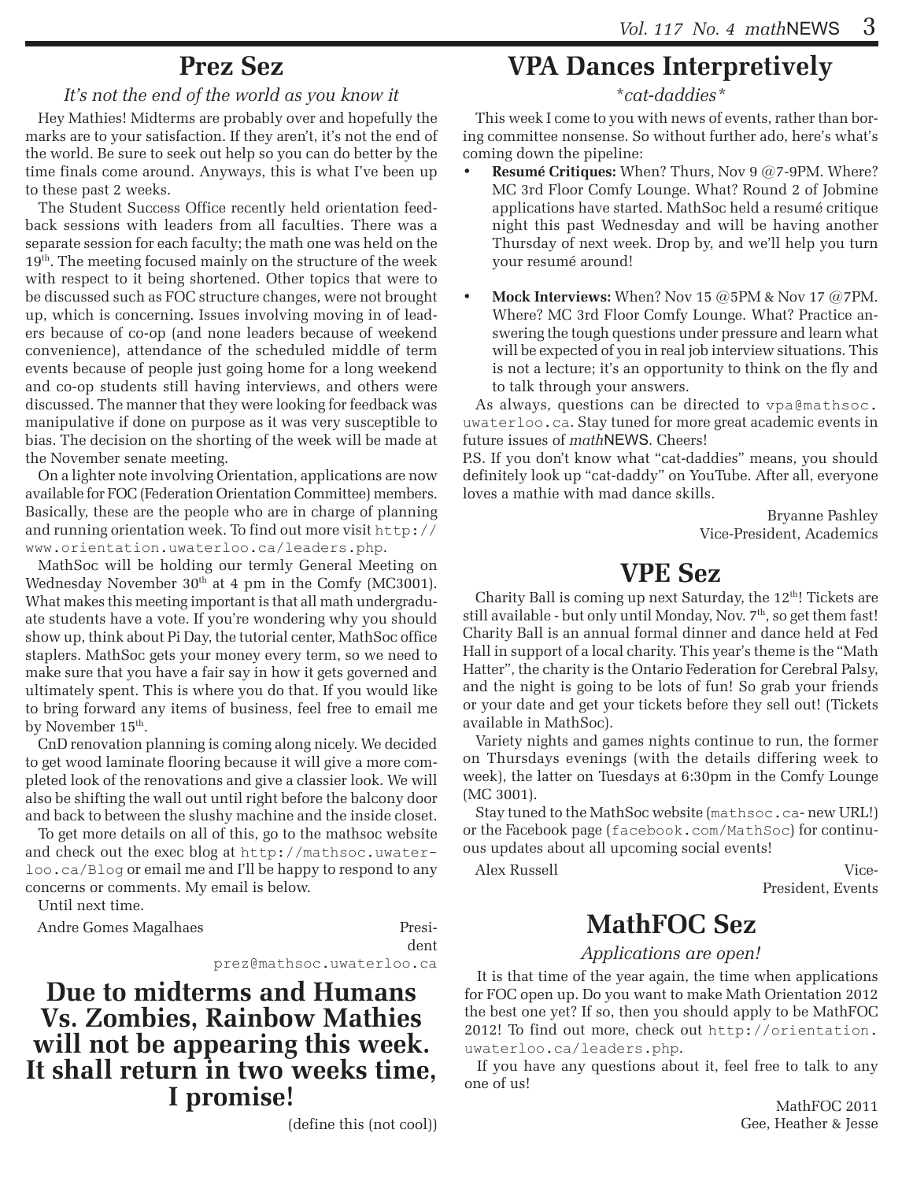## Prez Sez

*It's not the end of the world as you know it*

Hey Mathies! Midterms are probably over and hopefully the marks are to your satisfaction. If they aren't, it's not the end of the world. Be sure to seek out help so you can do better by the time finals come around. Anyways, this is what I've been up to these past 2 weeks.

The Student Success Office recently held orientation feedback sessions with leaders from all faculties. There was a separate session for each faculty; the math one was held on the 19th. The meeting focused mainly on the structure of the week with respect to it being shortened. Other topics that were to be discussed such as FOC structure changes, were not brought up, which is concerning. Issues involving moving in of leaders because of co-op (and none leaders because of weekend convenience), attendance of the scheduled middle of term events because of people just going home for a long weekend and co-op students still having interviews, and others were discussed. The manner that they were looking for feedback was manipulative if done on purpose as it was very susceptible to bias. The decision on the shorting of the week will be made at the November senate meeting.

On a lighter note involving Orientation, applications are now available for FOC (Federation Orientation Committee) members. Basically, these are the people who are in charge of planning and running orientation week. To find out more visit http://www.orientation.uwaterloo.ca/leaders.php.

MathSoc will be holding our termly General Meeting on Wednesday November 30th at 4 pm in the Comfy (MC3001). What makes this meeting important is that all math undergraduate students have a vote. If you're wondering why you should show up, think about Pi Day, the tutorial center, MathSoc office staplers. MathSoc gets your money every term, so we need to make sure that you have a fair say in how it gets governed and ultimately spent. This is where you do that. If you would like to bring forward any items of business, feel free to email me by November 15th.

CnD renovation planning is coming along nicely. We decided to get wood laminate flooring because it will give a more completed look of the renovations and give a classier look. We will also be shifting the wall out until right before the balcony door and back to between the slushy machine and the inside closet.

To get more details on all of this, go to the mathsoc website and check out the exec blog at http://mathsoc.uwaterloo.ca/Blog or email me and I'll be happy to respond to any concerns or comments. My email is below.

Until next time.

Andre Gomes Magalhaes
President
prez@mathsoc.uwaterloo.ca

## Due to midterms and Humans Vs. Zombies, Rainbow Mathies will not be appearing this week. It shall return in two weeks time, I promise!

(define this (not cool))

## VPA Dances Interpretively

*\*cat-daddies\**

This week I come to you with news of events, rather than boring committee nonsense. So without further ado, here's what's coming down the pipeline:

- **Resumé Critiques:** When? Thurs, Nov 9 @7-9PM. Where? MC 3rd Floor Comfy Lounge. What? Round 2 of Jobmine applications have started. MathSoc held a resumé critique night this past Wednesday and will be having another Thursday of next week. Drop by, and we'll help you turn your resumé around!
- **Mock Interviews:** When? Nov 15 @5PM & Nov 17 @7PM. Where? MC 3rd Floor Comfy Lounge. What? Practice answering the tough questions under pressure and learn what will be expected of you in real job interview situations. This is not a lecture; it's an opportunity to think on the fly and to talk through your answers.

As always, questions can be directed to vpa@mathsoc.uwaterloo.ca. Stay tuned for more great academic events in future issues of *math*NEWS. Cheers!

P.S. If you don't know what "cat-daddies" means, you should definitely look up "cat-daddy" on YouTube. After all, everyone loves a mathie with mad dance skills.

Bryanne Pashley
Vice-President, Academics

## VPE Sez

Charity Ball is coming up next Saturday, the 12th! Tickets are still available - but only until Monday, Nov. 7th, so get them fast! Charity Ball is an annual formal dinner and dance held at Fed Hall in support of a local charity. This year's theme is the "Math Hatter", the charity is the Ontario Federation for Cerebral Palsy, and the night is going to be lots of fun! So grab your friends or your date and get your tickets before they sell out! (Tickets available in MathSoc).

Variety nights and games nights continue to run, the former on Thursdays evenings (with the details differing week to week), the latter on Tuesdays at 6:30pm in the Comfy Lounge (MC 3001).

Stay tuned to the MathSoc website (mathsoc.ca- new URL!) or the Facebook page (facebook.com/MathSoc) for continuous updates about all upcoming social events!

Alex Russell
Vice-President, Events

## MathFOC Sez

*Applications are open!*

It is that time of the year again, the time when applications for FOC open up. Do you want to make Math Orientation 2012 the best one yet? If so, then you should apply to be MathFOC 2012! To find out more, check out http://orientation.uwaterloo.ca/leaders.php.

If you have any questions about it, feel free to talk to any one of us!

MathFOC 2011
Gee, Heather & Jesse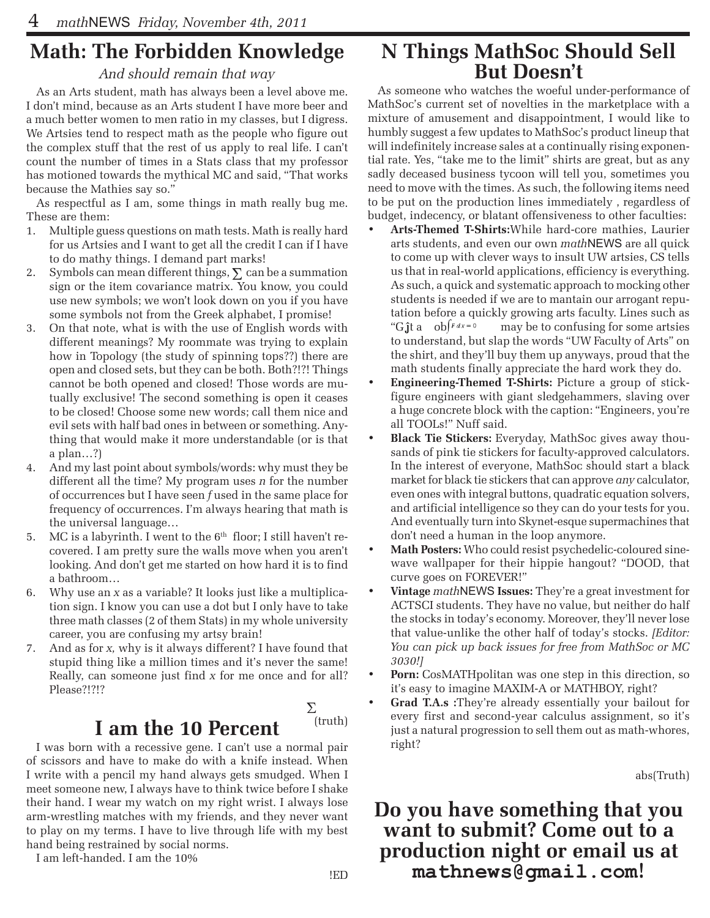## Math: The Forbidden Knowledge

*And should remain that way*

As an Arts student, math has always been a level above me. I don't mind, because as an Arts student I have more beer and a much better women to men ratio in my classes, but I digress. We Artsies tend to respect math as the people who figure out the complex stuff that the rest of us apply to real life. I can't count the number of times in a Stats class that my professor has motioned towards the mythical MC and said, "That works because the Mathies say so."

As respectful as I am, some things in math really bug me. These are them:

1. Multiple guess questions on math tests. Math is really hard for us Artsies and I want to get all the credit I can if I have to do mathy things. I demand part marks!
2. Symbols can mean different things, $\sum$ can be a summation sign or the item covariance matrix. You know, you could use new symbols; we won't look down on you if you have some symbols not from the Greek alphabet, I promise!
3. On that note, what is with the use of English words with different meanings? My roommate was trying to explain how in Topology (the study of spinning tops??) there are open and closed sets, but they can be both. Both?!?! Things cannot be both opened and closed! Those words are mutually exclusive! The second something is open it ceases to be closed! Choose some new words; call them nice and evil sets with half bad ones in between or something. Anything that would make it more understandable (or is that a plan…?)
4. And my last point about symbols/words: why must they be different all the time? My program uses *n* for the number of occurrences but I have seen *f* used in the same place for frequency of occurrences. I'm always hearing that math is the universal language…
5. MC is a labyrinth. I went to the 6th floor; I still haven't recovered. I am pretty sure the walls move when you aren't looking. And don't get me started on how hard it is to find a bathroom…
6. Why use an *x* as a variable? It looks just like a multiplication sign. I know you can use a dot but I only have to take three math classes (2 of them Stats) in my whole university career, you are confusing my artsy brain!
7. And as for *x*, why is it always different? I have found that stupid thing like a million times and it's never the same! Really, can someone just find *x* for me once and for all? Please?!?!?

$\sum$(truth)

## I am the 10 Percent

I was born with a recessive gene. I can't use a normal pair of scissors and have to make do with a knife instead. When I write with a pencil my hand always gets smudged. When I meet someone new, I always have to think twice before I shake their hand. I wear my watch on my right wrist. I always lose arm-wrestling matches with my friends, and they never want to play on my terms. I have to live through life with my best hand being restrained by social norms.

I am left-handed. I am the 10%

!ED

## N Things MathSoc Should Sell But Doesn't

As someone who watches the woeful under-performance of MathSoc's current set of novelties in the marketplace with a mixture of amusement and disappointment, I would like to humbly suggest a few updates to MathSoc's product lineup that will indefinitely increase sales at a continually rising exponential rate. Yes, "take me to the limit" shirts are great, but as any sadly deceased business tycoon will tell you, sometimes you need to move with the times. As such, the following items need to be put on the production lines immediately , regardless of budget, indecency, or blatant offensiveness to other faculties:

- **Arts-Themed T-Shirts:** While hard-core mathies, Laurier arts students, and even our own *math*NEWS are all quick to come up with clever ways to insult UW artsies, CS tells us that in real-world applications, efficiency is everything. As such, a quick and systematic approach to mocking other students is needed if we are to mantain our arrogant reputation before a quickly growing arts faculty. Lines such as "G$\hat{j}$t a ob$\int F\,dx = 0$ may be to confusing for some artsies to understand, but slap the words "UW Faculty of Arts" on the shirt, and they'll buy them up anyways, proud that the math students finally appreciate the hard work they do.
- **Engineering-Themed T-Shirts:** Picture a group of stick-figure engineers with giant sledgehammers, slaving over a huge concrete block with the caption: "Engineers, you're all TOOLs!" Nuff said.
- **Black Tie Stickers:** Everyday, MathSoc gives away thousands of pink tie stickers for faculty-approved calculators. In the interest of everyone, MathSoc should start a black market for black tie stickers that can approve *any* calculator, even ones with integral buttons, quadratic equation solvers, and artificial intelligence so they can do your tests for you. And eventually turn into Skynet-esque supermachines that don't need a human in the loop anymore.
- **Math Posters:** Who could resist psychedelic-coloured sine-wave wallpaper for their hippie hangout? "DOOD, that curve goes on FOREVER!"
- **Vintage *math*NEWS Issues:** They're a great investment for ACTSCI students. They have no value, but neither do half the stocks in today's economy. Moreover, they'll never lose that value-unlike the other half of today's stocks. *[Editor: You can pick up back issues for free from MathSoc or MC 3030!]*
- **Porn:** CosMATHpolitan was one step in this direction, so it's easy to imagine MAXIM-A or MATHBOY, right?
- **Grad T.A.s :** They're already essentially your bailout for every first and second-year calculus assignment, so it's just a natural progression to sell them out as math-whores, right?

abs(Truth)

## Do you have something that you want to submit? Come out to a production night or email us at mathnews@gmail.com!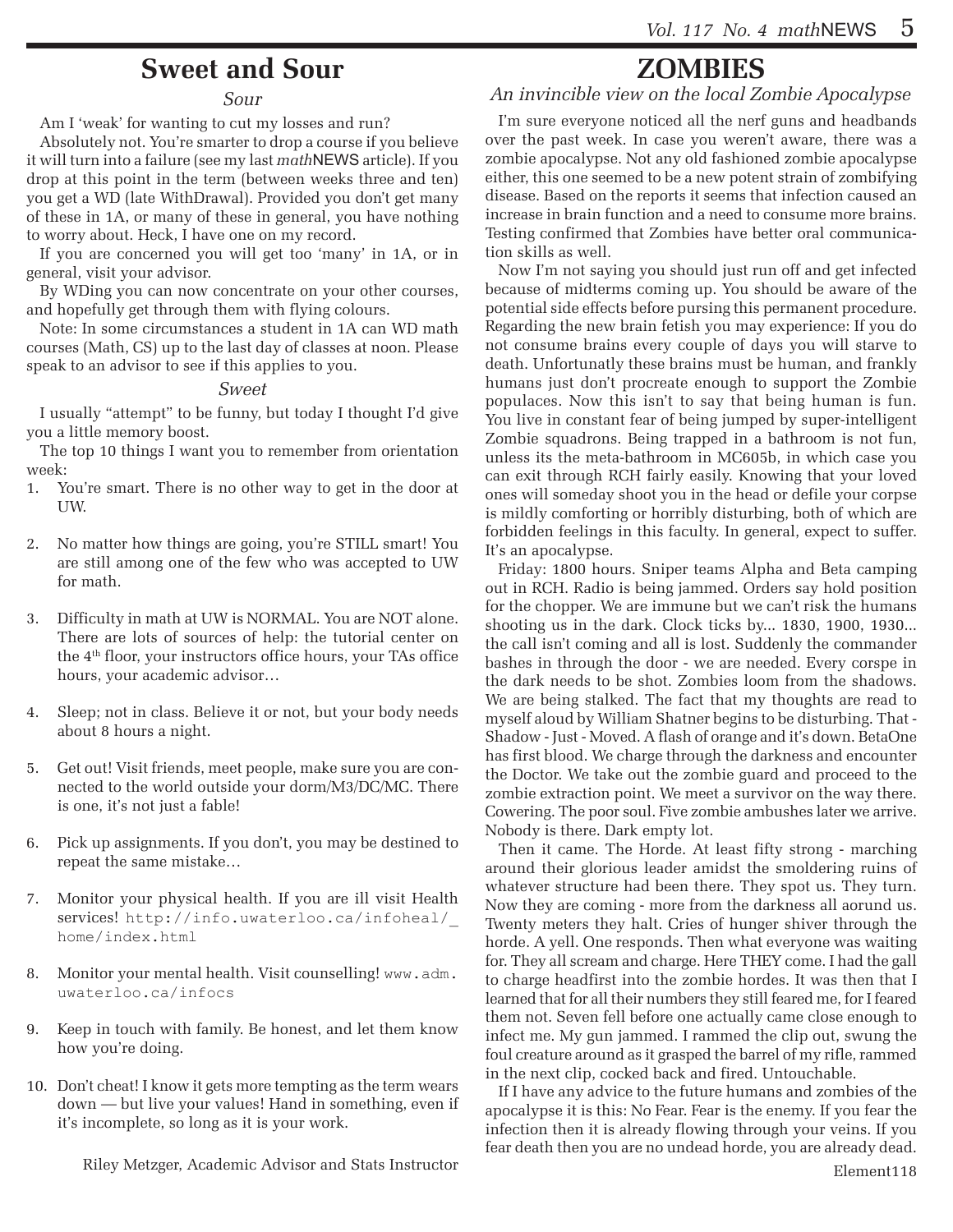# Sweet and Sour

### *Sour*

Am I 'weak' for wanting to cut my losses and run?

Absolutely not. You're smarter to drop a course if you believe it will turn into a failure (see my last *math*NEWS article). If you drop at this point in the term (between weeks three and ten) you get a WD (late WithDrawal). Provided you don't get many of these in 1A, or many of these in general, you have nothing to worry about. Heck, I have one on my record.

If you are concerned you will get too 'many' in 1A, or in general, visit your advisor.

By WDing you can now concentrate on your other courses, and hopefully get through them with flying colours.

Note: In some circumstances a student in 1A can WD math courses (Math, CS) up to the last day of classes at noon. Please speak to an advisor to see if this applies to you.

### *Sweet*

I usually "attempt" to be funny, but today I thought I'd give you a little memory boost.

The top 10 things I want you to remember from orientation week:

1. You're smart. There is no other way to get in the door at UW.
2. No matter how things are going, you're STILL smart! You are still among one of the few who was accepted to UW for math.
3. Difficulty in math at UW is NORMAL. You are NOT alone. There are lots of sources of help: the tutorial center on the 4th floor, your instructors office hours, your TAs office hours, your academic advisor…
4. Sleep; not in class. Believe it or not, but your body needs about 8 hours a night.
5. Get out! Visit friends, meet people, make sure you are connected to the world outside your dorm/M3/DC/MC. There is one, it's not just a fable!
6. Pick up assignments. If you don't, you may be destined to repeat the same mistake…
7. Monitor your physical health. If you are ill visit Health services! `http://info.uwaterloo.ca/infoheal/_home/index.html`
8. Monitor your mental health. Visit counselling! `www.adm.uwaterloo.ca/infocs`
9. Keep in touch with family. Be honest, and let them know how you're doing.
10. Don't cheat! I know it gets more tempting as the term wears down — but live your values! Hand in something, even if it's incomplete, so long as it is your work.

Riley Metzger, Academic Advisor and Stats Instructor

# ZOMBIES

*An invincible view on the local Zombie Apocalypse*

I'm sure everyone noticed all the nerf guns and headbands over the past week. In case you weren't aware, there was a zombie apocalypse. Not any old fashioned zombie apocalypse either, this one seemed to be a new potent strain of zombifying disease. Based on the reports it seems that infection caused an increase in brain function and a need to consume more brains. Testing confirmed that Zombies have better oral communication skills as well.

Now I'm not saying you should just run off and get infected because of midterms coming up. You should be aware of the potential side effects before pursing this permanent procedure. Regarding the new brain fetish you may experience: If you do not consume brains every couple of days you will starve to death. Unfortunatly these brains must be human, and frankly humans just don't procreate enough to support the Zombie populaces. Now this isn't to say that being human is fun. You live in constant fear of being jumped by super-intelligent Zombie squadrons. Being trapped in a bathroom is not fun, unless its the meta-bathroom in MC605b, in which case you can exit through RCH fairly easily. Knowing that your loved ones will someday shoot you in the head or defile your corpse is mildly comforting or horribly disturbing, both of which are forbidden feelings in this faculty. In general, expect to suffer. It's an apocalypse.

Friday: 1800 hours. Sniper teams Alpha and Beta camping out in RCH. Radio is being jammed. Orders say hold position for the chopper. We are immune but we can't risk the humans shooting us in the dark. Clock ticks by... 1830, 1900, 1930... the call isn't coming and all is lost. Suddenly the commander bashes in through the door - we are needed. Every corspe in the dark needs to be shot. Zombies loom from the shadows. We are being stalked. The fact that my thoughts are read to myself aloud by William Shatner begins to be disturbing. That - Shadow - Just - Moved. A flash of orange and it's down. BetaOne has first blood. We charge through the darkness and encounter the Doctor. We take out the zombie guard and proceed to the zombie extraction point. We meet a survivor on the way there. Cowering. The poor soul. Five zombie ambushes later we arrive. Nobody is there. Dark empty lot.

Then it came. The Horde. At least fifty strong - marching around their glorious leader amidst the smoldering ruins of whatever structure had been there. They spot us. They turn. Now they are coming - more from the darkness all aorund us. Twenty meters they halt. Cries of hunger shiver through the horde. A yell. One responds. Then what everyone was waiting for. They all scream and charge. Here THEY come. I had the gall to charge headfirst into the zombie hordes. It was then that I learned that for all their numbers they still feared me, for I feared them not. Seven fell before one actually came close enough to infect me. My gun jammed. I rammed the clip out, swung the foul creature around as it grasped the barrel of my rifle, rammed in the next clip, cocked back and fired. Untouchable.

If I have any advice to the future humans and zombies of the apocalypse it is this: No Fear. Fear is the enemy. If you fear the infection then it is already flowing through your veins. If you fear death then you are no undead horde, you are already dead.

Element118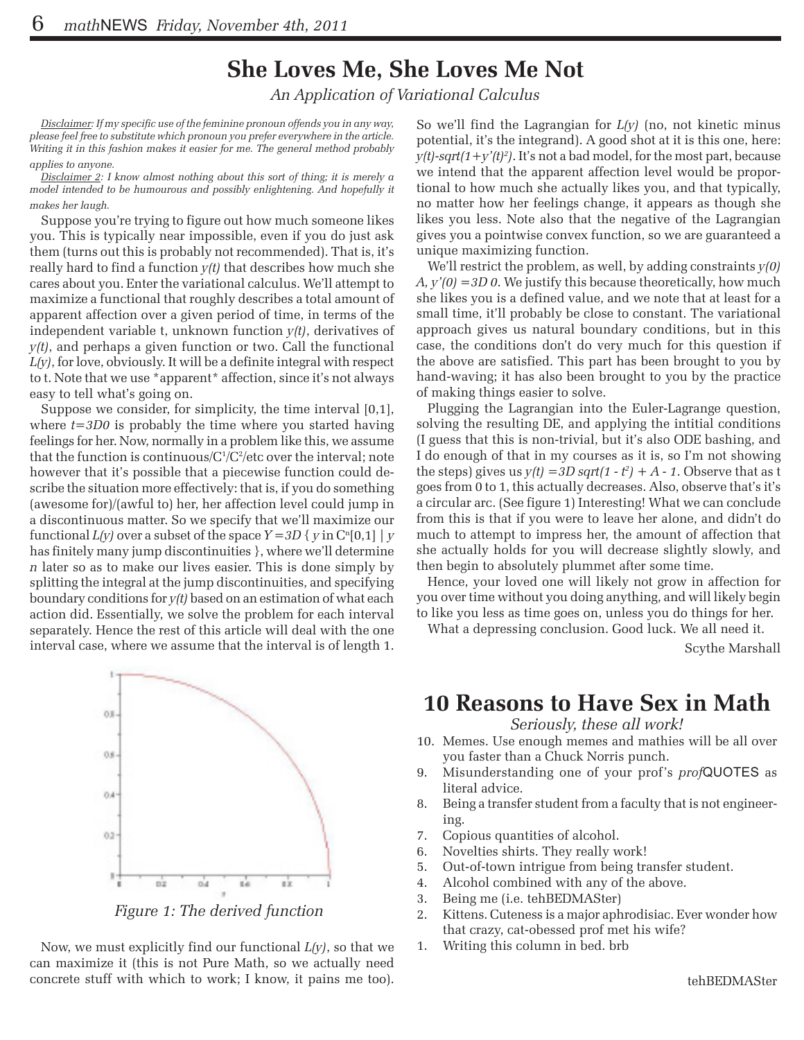# She Loves Me, She Loves Me Not

*An Application of Variational Calculus*

*Disclaimer: If my specific use of the feminine pronoun offends you in any way, please feel free to substitute which pronoun you prefer everywhere in the article. Writing it in this fashion makes it easier for me. The general method probably applies to anyone.*

*Disclaimer 2: I know almost nothing about this sort of thing; it is merely a model intended to be humourous and possibly enlightening. And hopefully it makes her laugh.*

Suppose you're trying to figure out how much someone likes you. This is typically near impossible, even if you do just ask them (turns out this is probably not recommended). That is, it's really hard to find a function *y(t)* that describes how much she cares about you. Enter the variational calculus. We'll attempt to maximize a functional that roughly describes a total amount of apparent affection over a given period of time, in terms of the independent variable t, unknown function *y(t)*, derivatives of *y(t)*, and perhaps a given function or two. Call the functional *L(y)*, for love, obviously. It will be a definite integral with respect to t. Note that we use *apparent* affection, since it's not always easy to tell what's going on.

Suppose we consider, for simplicity, the time interval [0,1], where *t=3D0* is probably the time where you started having feelings for her. Now, normally in a problem like this, we assume that the function is continuous/$C^1$/$C^2$/etc over the interval; note however that it's possible that a piecewise function could describe the situation more effectively: that is, if you do something (awesome for)/(awful to) her, her affection level could jump in a discontinuous matter. So we specify that we'll maximize our functional *L(y)* over a subset of the space *Y=3D* { *y* in $C^n[0,1]$ | *y* has finitely many jump discontinuities }, where we'll determine *n* later so as to make our lives easier. This is done simply by splitting the integral at the jump discontinuities, and specifying boundary conditions for *y(t)* based on an estimation of what each action did. Essentially, we solve the problem for each interval separately. Hence the rest of this article will deal with the one interval case, where we assume that the interval is of length 1.

*Figure 1: The derived function*

Now, we must explicitly find our functional *L(y)*, so that we can maximize it (this is not Pure Math, so we actually need concrete stuff with which to work; I know, it pains me too). So we'll find the Lagrangian for *L(y)* (no, not kinetic minus potential, it's the integrand). A good shot at it is this one, here: *y(t)-sqrt(1+y'(t)²)*. It's not a bad model, for the most part, because we intend that the apparent affection level would be proportional to how much she actually likes you, and that typically, no matter how her feelings change, it appears as though she likes you less. Note also that the negative of the Lagrangian gives you a pointwise convex function, so we are guaranteed a unique maximizing function.

We'll restrict the problem, as well, by adding constraints *y(0) A, y'(0) =3D 0*. We justify this because theoretically, how much she likes you is a defined value, and we note that at least for a small time, it'll probably be close to constant. The variational approach gives us natural boundary conditions, but in this case, the conditions don't do very much for this question if the above are satisfied. This part has been brought to you by hand-waving; it has also been brought to you by the practice of making things easier to solve.

Plugging the Lagrangian into the Euler-Lagrange question, solving the resulting DE, and applying the intitial conditions (I guess that this is non-trivial, but it's also ODE bashing, and I do enough of that in my courses as it is, so I'm not showing the steps) gives us *y(t) =3D sqrt(1 - t²) + A - 1*. Observe that as t goes from 0 to 1, this actually decreases. Also, observe that's it's a circular arc. (See figure 1) Interesting! What we can conclude from this is that if you were to leave her alone, and didn't do much to attempt to impress her, the amount of affection that she actually holds for you will decrease slightly slowly, and then begin to absolutely plummet after some time.

Hence, your loved one will likely not grow in affection for you over time without you doing anything, and will likely begin to like you less as time goes on, unless you do things for her.

What a depressing conclusion. Good luck. We all need it.

Scythe Marshall

# 10 Reasons to Have Sex in Math

*Seriously, these all work!*

10. Memes. Use enough memes and mathies will be all over you faster than a Chuck Norris punch.
9. Misunderstanding one of your prof's *prof*QUOTES as literal advice.
8. Being a transfer student from a faculty that is not engineering.
7. Copious quantities of alcohol.
6. Novelties shirts. They really work!
5. Out-of-town intrigue from being transfer student.
4. Alcohol combined with any of the above.
3. Being me (i.e. tehBEDMASter)
2. Kittens. Cuteness is a major aphrodisiac. Ever wonder how that crazy, cat-obessed prof met his wife?
1. Writing this column in bed. brb

tehBEDMASter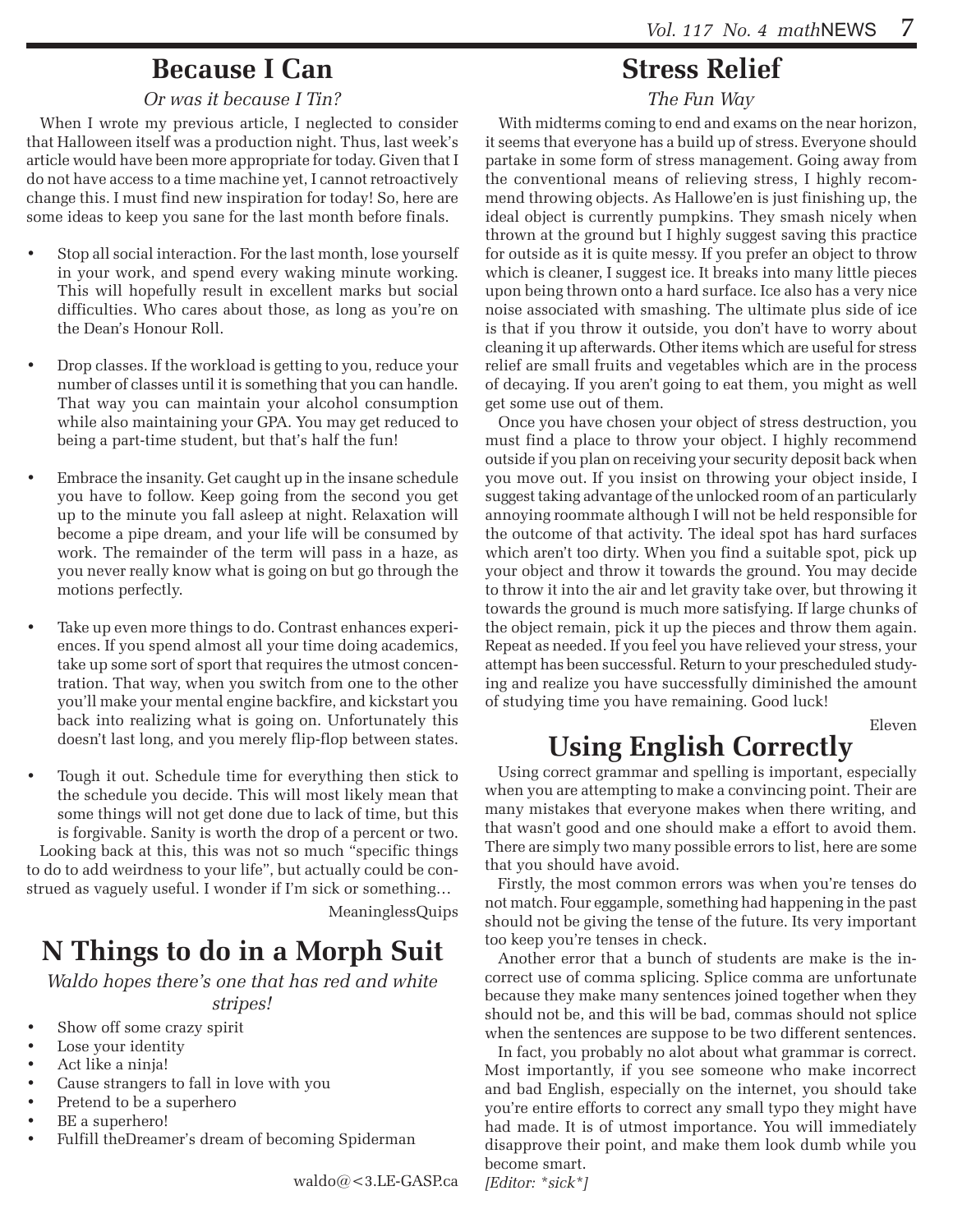## Because I Can

*Or was it because I Tin?*

When I wrote my previous article, I neglected to consider that Halloween itself was a production night. Thus, last week's article would have been more appropriate for today. Given that I do not have access to a time machine yet, I cannot retroactively change this. I must find new inspiration for today! So, here are some ideas to keep you sane for the last month before finals.

- Stop all social interaction. For the last month, lose yourself in your work, and spend every waking minute working. This will hopefully result in excellent marks but social difficulties. Who cares about those, as long as you're on the Dean's Honour Roll.
- Drop classes. If the workload is getting to you, reduce your number of classes until it is something that you can handle. That way you can maintain your alcohol consumption while also maintaining your GPA. You may get reduced to being a part-time student, but that's half the fun!
- Embrace the insanity. Get caught up in the insane schedule you have to follow. Keep going from the second you get up to the minute you fall asleep at night. Relaxation will become a pipe dream, and your life will be consumed by work. The remainder of the term will pass in a haze, as you never really know what is going on but go through the motions perfectly.
- Take up even more things to do. Contrast enhances experiences. If you spend almost all your time doing academics, take up some sort of sport that requires the utmost concentration. That way, when you switch from one to the other you'll make your mental engine backfire, and kickstart you back into realizing what is going on. Unfortunately this doesn't last long, and you merely flip-flop between states.
- Tough it out. Schedule time for everything then stick to the schedule you decide. This will most likely mean that some things will not get done due to lack of time, but this is forgivable. Sanity is worth the drop of a percent or two.

Looking back at this, this was not so much "specific things to do to add weirdness to your life", but actually could be construed as vaguely useful. I wonder if I'm sick or something…

MeaninglessQuips

## N Things to do in a Morph Suit

*Waldo hopes there's one that has red and white stripes!*

- Show off some crazy spirit
- Lose your identity
- Act like a ninja!
- Cause strangers to fall in love with you
- Pretend to be a superhero
- BE a superhero!
- Fulfill theDreamer's dream of becoming Spiderman

waldo@<3.LE-GASP.ca

## Stress Relief

*The Fun Way*

With midterms coming to end and exams on the near horizon, it seems that everyone has a build up of stress. Everyone should partake in some form of stress management. Going away from the conventional means of relieving stress, I highly recommend throwing objects. As Hallowe'en is just finishing up, the ideal object is currently pumpkins. They smash nicely when thrown at the ground but I highly suggest saving this practice for outside as it is quite messy. If you prefer an object to throw which is cleaner, I suggest ice. It breaks into many little pieces upon being thrown onto a hard surface. Ice also has a very nice noise associated with smashing. The ultimate plus side of ice is that if you throw it outside, you don't have to worry about cleaning it up afterwards. Other items which are useful for stress relief are small fruits and vegetables which are in the process of decaying. If you aren't going to eat them, you might as well get some use out of them.

Once you have chosen your object of stress destruction, you must find a place to throw your object. I highly recommend outside if you plan on receiving your security deposit back when you move out. If you insist on throwing your object inside, I suggest taking advantage of the unlocked room of an particularly annoying roommate although I will not be held responsible for the outcome of that activity. The ideal spot has hard surfaces which aren't too dirty. When you find a suitable spot, pick up your object and throw it towards the ground. You may decide to throw it into the air and let gravity take over, but throwing it towards the ground is much more satisfying. If large chunks of the object remain, pick it up the pieces and throw them again. Repeat as needed. If you feel you have relieved your stress, your attempt has been successful. Return to your prescheduled studying and realize you have successfully diminished the amount of studying time you have remaining. Good luck!

Eleven

## Using English Correctly

Using correct grammar and spelling is important, especially when you are attempting to make a convincing point. Their are many mistakes that everyone makes when there writing, and that wasn't good and one should make a effort to avoid them. There are simply two many possible errors to list, here are some that you should have avoid.

Firstly, the most common errors was when you're tenses do not match. Four eggample, something had happening in the past should not be giving the tense of the future. Its very important too keep you're tenses in check.

Another error that a bunch of students are make is the incorrect use of comma splicing. Splice comma are unfortunate because they make many sentences joined together when they should not be, and this will be bad, commas should not splice when the sentences are suppose to be two different sentences.

In fact, you probably no alot about what grammar is correct. Most importantly, if you see someone who make incorrect and bad English, especially on the internet, you should take you're entire efforts to correct any small typo they might have had made. It is of utmost importance. You will immediately disapprove their point, and make them look dumb while you become smart.

*[Editor: *sick*]*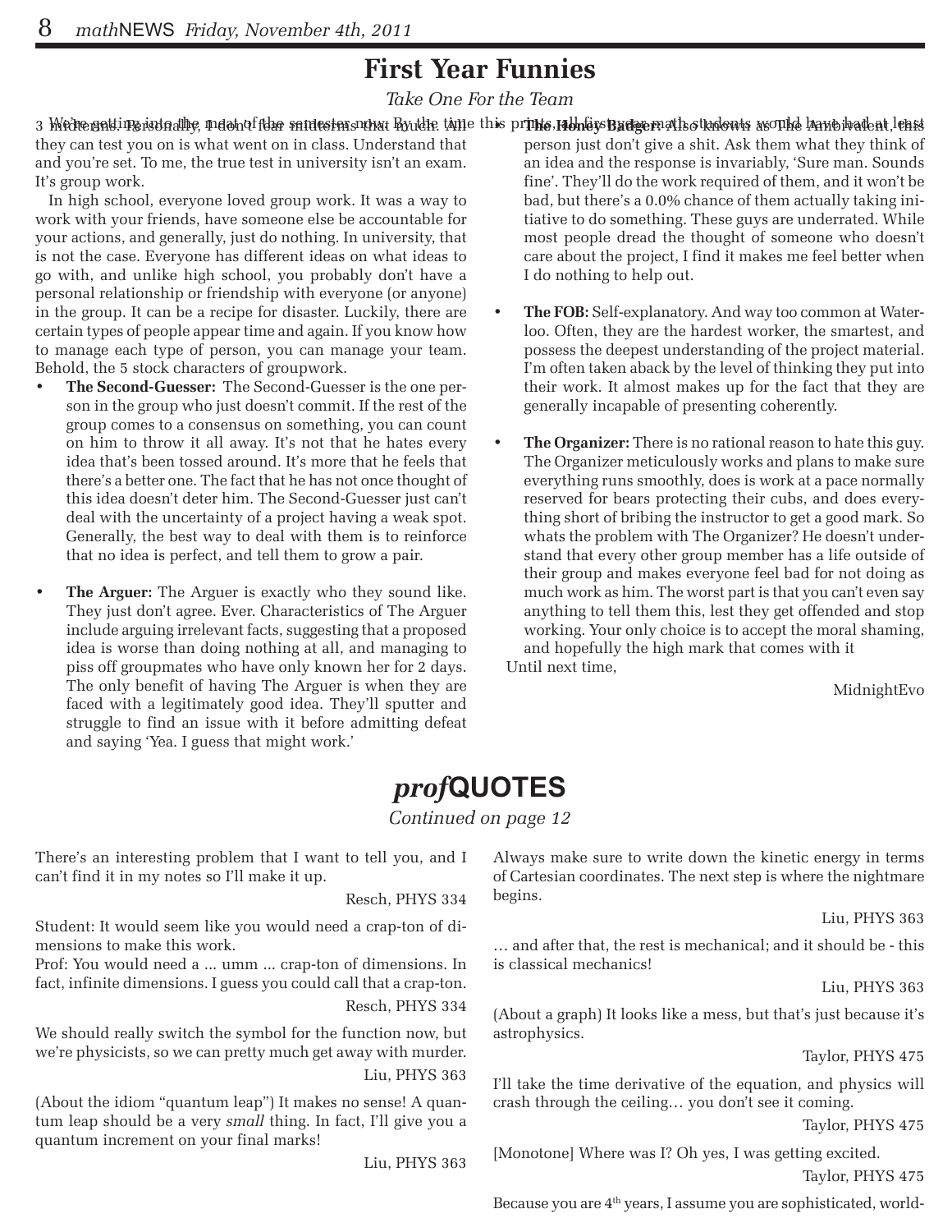# First Year Funnies

*Take One For the Team*

We're getting into the meat of the semester now. By the time this prints, all first year math students would have had at least 3 midterms. Personally, I don't fear midterms that much. All they can test you on is what went on in class. Understand that and you're set. To me, the true test in university isn't an exam. It's group work.

In high school, everyone loved group work. It was a way to work with your friends, have someone else be accountable for your actions, and generally, just do nothing. In university, that is not the case. Everyone has different ideas on what ideas to go with, and unlike high school, you probably don't have a personal relationship or friendship with everyone (or anyone) in the group. It can be a recipe for disaster. Luckily, there are certain types of people appear time and again. If you know how to manage each type of person, you can manage your team. Behold, the 5 stock characters of groupwork.

- **The Second-Guesser:** The Second-Guesser is the one person in the group who just doesn't commit. If the rest of the group comes to a consensus on something, you can count on him to throw it all away. It's not that he hates every idea that's been tossed around. It's more that he feels that there's a better one. The fact that he has not once thought of this idea doesn't deter him. The Second-Guesser just can't deal with the uncertainty of a project having a weak spot. Generally, the best way to deal with them is to reinforce that no idea is perfect, and tell them to grow a pair.

- **The Arguer:** The Arguer is exactly who they sound like. They just don't agree. Ever. Characteristics of The Arguer include arguing irrelevant facts, suggesting that a proposed idea is worse than doing nothing at all, and managing to piss off groupmates who have only known her for 2 days. The only benefit of having The Arguer is when they are faced with a legitimately good idea. They'll sputter and struggle to find an issue with it before admitting defeat and saying 'Yea. I guess that might work.'

- **The Honey Badger:** Also known as The Ambivalent, this person just don't give a shit. Ask them what they think of an idea and the response is invariably, 'Sure man. Sounds fine'. They'll do the work required of them, and it won't be bad, but there's a 0.0% chance of them actually taking initiative to do something. These guys are underrated. While most people dread the thought of someone who doesn't care about the project, I find it makes me feel better when I do nothing to help out.

- **The FOB:** Self-explanatory. And way too common at Waterloo. Often, they are the hardest worker, the smartest, and possess the deepest understanding of the project material. I'm often taken aback by the level of thinking they put into their work. It almost makes up for the fact that they are generally incapable of presenting coherently.

- **The Organizer:** There is no rational reason to hate this guy. The Organizer meticulously works and plans to make sure everything runs smoothly, does is work at a pace normally reserved for bears protecting their cubs, and does everything short of bribing the instructor to get a good mark. So whats the problem with The Organizer? He doesn't understand that every other group member has a life outside of their group and makes everyone feel bad for not doing as much work as him. The worst part is that you can't even say anything to tell them this, lest they get offended and stop working. Your only choice is to accept the moral shaming, and hopefully the high mark that comes with it

Until next time,

MidnightEvo

# *prof*QUOTES

*Continued on page 12*

There's an interesting problem that I want to tell you, and I can't find it in my notes so I'll make it up.

Resch, PHYS 334

Student: It would seem like you would need a crap-ton of dimensions to make this work.
Prof: You would need a ... umm ... crap-ton of dimensions. In fact, infinite dimensions. I guess you could call that a crap-ton.

Resch, PHYS 334

We should really switch the symbol for the function now, but we're physicists, so we can pretty much get away with murder.

Liu, PHYS 363

(About the idiom "quantum leap") It makes no sense! A quantum leap should be a very *small* thing. In fact, I'll give you a quantum increment on your final marks!

Liu, PHYS 363

Always make sure to write down the kinetic energy in terms of Cartesian coordinates. The next step is where the nightmare begins.

Liu, PHYS 363

… and after that, the rest is mechanical; and it should be - this is classical mechanics!

Liu, PHYS 363

(About a graph) It looks like a mess, but that's just because it's astrophysics.

Taylor, PHYS 475

I'll take the time derivative of the equation, and physics will crash through the ceiling… you don't see it coming.

Taylor, PHYS 475

[Monotone] Where was I? Oh yes, I was getting excited.

Taylor, PHYS 475

Because you are 4th years, I assume you are sophisticated, world-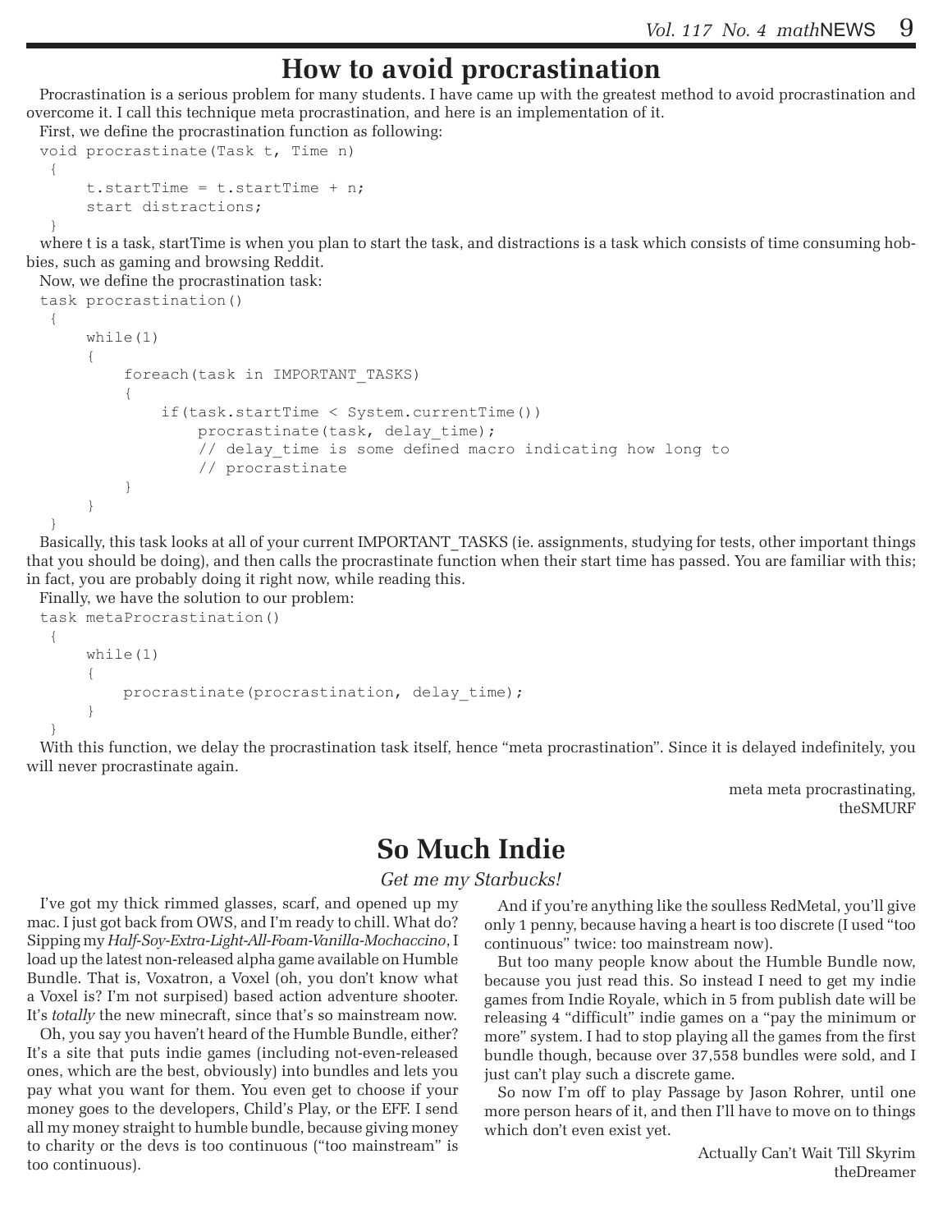# How to avoid procrastination

Procrastination is a serious problem for many students. I have came up with the greatest method to avoid procrastination and overcome it. I call this technique meta procrastination, and here is an implementation of it.

First, we define the procrastination function as following:

```
void procrastinate(Task t, Time n)
 {
     t.startTime = t.startTime + n;
     start distractions;
 }
```

where t is a task, startTime is when you plan to start the task, and distractions is a task which consists of time consuming hobbies, such as gaming and browsing Reddit.

Now, we define the procrastination task:

```
task procrastination()
 {
     while(1)
     {
          foreach(task in IMPORTANT_TASKS)
          {
               if(task.startTime < System.currentTime())
                    procrastinate(task, delay_time);
                    // delay_time is some defined macro indicating how long to
                    // procrastinate
          }
     }
 }
```

Basically, this task looks at all of your current IMPORTANT_TASKS (ie. assignments, studying for tests, other important things that you should be doing), and then calls the procrastinate function when their start time has passed. You are familiar with this; in fact, you are probably doing it right now, while reading this.

Finally, we have the solution to our problem:

```
task metaProcrastination()
 {
     while(1)
     {
          procrastinate(procrastination, delay_time);
     }
 }
```

With this function, we delay the procrastination task itself, hence "meta procrastination". Since it is delayed indefinitely, you will never procrastinate again.

meta meta procrastinating,
theSMURF

# So Much Indie

*Get me my Starbucks!*

I've got my thick rimmed glasses, scarf, and opened up my mac. I just got back from OWS, and I'm ready to chill. What do? Sipping my *Half-Soy-Extra-Light-All-Foam-Vanilla-Mochaccino*, I load up the latest non-released alpha game available on Humble Bundle. That is, Voxatron, a Voxel (oh, you don't know what a Voxel is? I'm not surpised) based action adventure shooter. It's *totally* the new minecraft, since that's so mainstream now.

Oh, you say you haven't heard of the Humble Bundle, either? It's a site that puts indie games (including not-even-released ones, which are the best, obviously) into bundles and lets you pay what you want for them. You even get to choose if your money goes to the developers, Child's Play, or the EFF. I send all my money straight to humble bundle, because giving money to charity or the devs is too continuous ("too mainstream" is too continuous).

And if you're anything like the soulless RedMetal, you'll give only 1 penny, because having a heart is too discrete (I used "too continuous" twice: too mainstream now).

But too many people know about the Humble Bundle now, because you just read this. So instead I need to get my indie games from Indie Royale, which in 5 from publish date will be releasing 4 "difficult" indie games on a "pay the minimum or more" system. I had to stop playing all the games from the first bundle though, because over 37,558 bundles were sold, and I just can't play such a discrete game.

So now I'm off to play Passage by Jason Rohrer, until one more person hears of it, and then I'll have to move on to things which don't even exist yet.

Actually Can't Wait Till Skyrim
theDreamer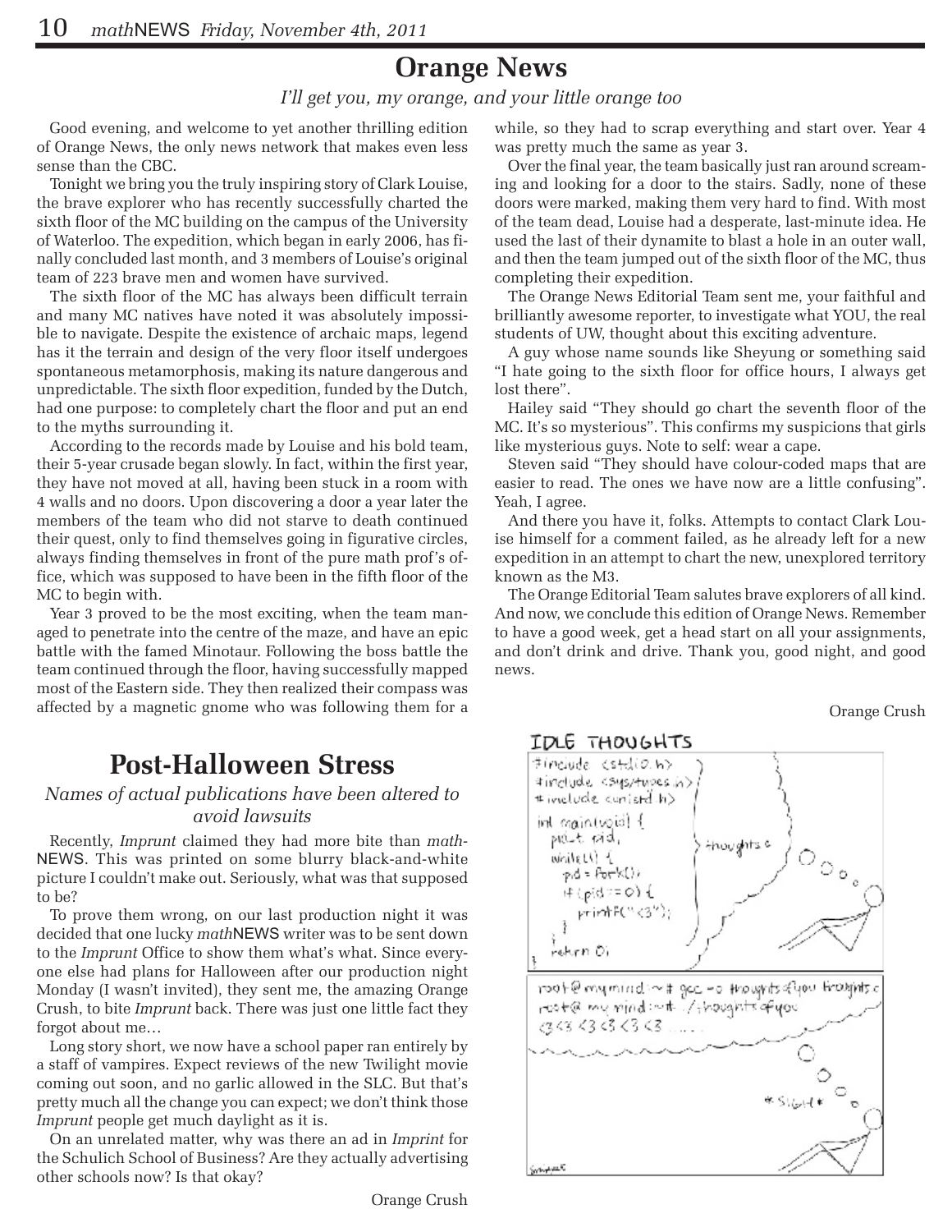# Orange News

*I'll get you, my orange, and your little orange too*

Good evening, and welcome to yet another thrilling edition of Orange News, the only news network that makes even less sense than the CBC.

Tonight we bring you the truly inspiring story of Clark Louise, the brave explorer who has recently successfully charted the sixth floor of the MC building on the campus of the University of Waterloo. The expedition, which began in early 2006, has finally concluded last month, and 3 members of Louise's original team of 223 brave men and women have survived.

The sixth floor of the MC has always been difficult terrain and many MC natives have noted it was absolutely impossible to navigate. Despite the existence of archaic maps, legend has it the terrain and design of the very floor itself undergoes spontaneous metamorphosis, making its nature dangerous and unpredictable. The sixth floor expedition, funded by the Dutch, had one purpose: to completely chart the floor and put an end to the myths surrounding it.

According to the records made by Louise and his bold team, their 5-year crusade began slowly. In fact, within the first year, they have not moved at all, having been stuck in a room with 4 walls and no doors. Upon discovering a door a year later the members of the team who did not starve to death continued their quest, only to find themselves going in figurative circles, always finding themselves in front of the pure math prof's office, which was supposed to have been in the fifth floor of the MC to begin with.

Year 3 proved to be the most exciting, when the team managed to penetrate into the centre of the maze, and have an epic battle with the famed Minotaur. Following the boss battle the team continued through the floor, having successfully mapped most of the Eastern side. They then realized their compass was affected by a magnetic gnome who was following them for a while, so they had to scrap everything and start over. Year 4 was pretty much the same as year 3.

Over the final year, the team basically just ran around screaming and looking for a door to the stairs. Sadly, none of these doors were marked, making them very hard to find. With most of the team dead, Louise had a desperate, last-minute idea. He used the last of their dynamite to blast a hole in an outer wall, and then the team jumped out of the sixth floor of the MC, thus completing their expedition.

The Orange News Editorial Team sent me, your faithful and brilliantly awesome reporter, to investigate what YOU, the real students of UW, thought about this exciting adventure.

A guy whose name sounds like Sheyung or something said "I hate going to the sixth floor for office hours, I always get lost there".

Hailey said "They should go chart the seventh floor of the MC. It's so mysterious". This confirms my suspicions that girls like mysterious guys. Note to self: wear a cape.

Steven said "They should have colour-coded maps that are easier to read. The ones we have now are a little confusing". Yeah, I agree.

And there you have it, folks. Attempts to contact Clark Louise himself for a comment failed, as he already left for a new expedition in an attempt to chart the new, unexplored territory known as the M3.

The Orange Editorial Team salutes brave explorers of all kind. And now, we conclude this edition of Orange News. Remember to have a good week, get a head start on all your assignments, and don't drink and drive. Thank you, good night, and good news.

Orange Crush

# Post-Halloween Stress

*Names of actual publications have been altered to avoid lawsuits*

Recently, *Imprunt* claimed they had more bite than *math*NEWS. This was printed on some blurry black-and-white picture I couldn't make out. Seriously, what was that supposed to be?

To prove them wrong, on our last production night it was decided that one lucky *math*NEWS writer was to be sent down to the *Imprunt* Office to show them what's what. Since everyone else had plans for Halloween after our production night Monday (I wasn't invited), they sent me, the amazing Orange Crush, to bite *Imprunt* back. There was just one little fact they forgot about me…

Long story short, we now have a school paper ran entirely by a staff of vampires. Expect reviews of the new Twilight movie coming out soon, and no garlic allowed in the SLC. But that's pretty much all the change you can expect; we don't think those *Imprunt* people get much daylight as it is.

On an unrelated matter, why was there an ad in *Imprint* for the Schulich School of Business? Are they actually advertising other schools now? Is that okay?

Orange Crush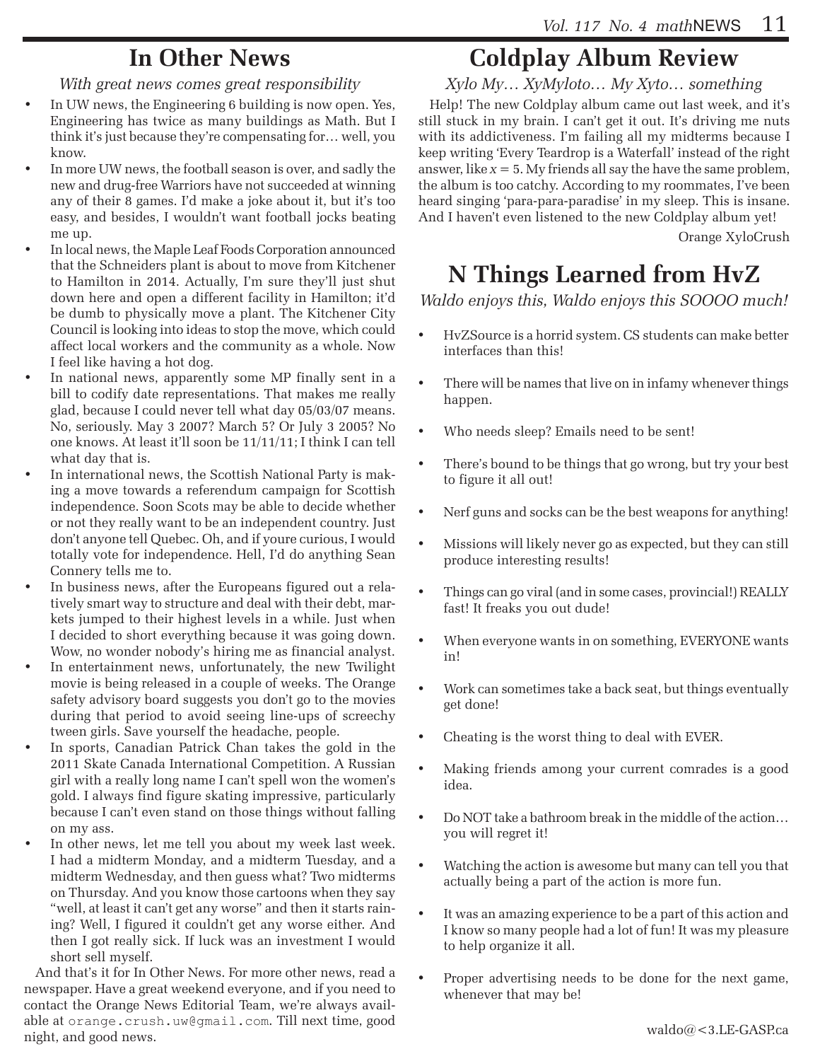# In Other News

*With great news comes great responsibility*

- In UW news, the Engineering 6 building is now open. Yes, Engineering has twice as many buildings as Math. But I think it's just because they're compensating for… well, you know.
- In more UW news, the football season is over, and sadly the new and drug-free Warriors have not succeeded at winning any of their 8 games. I'd make a joke about it, but it's too easy, and besides, I wouldn't want football jocks beating me up.
- In local news, the Maple Leaf Foods Corporation announced that the Schneiders plant is about to move from Kitchener to Hamilton in 2014. Actually, I'm sure they'll just shut down here and open a different facility in Hamilton; it'd be dumb to physically move a plant. The Kitchener City Council is looking into ideas to stop the move, which could affect local workers and the community as a whole. Now I feel like having a hot dog.
- In national news, apparently some MP finally sent in a bill to codify date representations. That makes me really glad, because I could never tell what day 05/03/07 means. No, seriously. May 3 2007? March 5? Or July 3 2005? No one knows. At least it'll soon be 11/11/11; I think I can tell what day that is.
- In international news, the Scottish National Party is making a move towards a referendum campaign for Scottish independence. Soon Scots may be able to decide whether or not they really want to be an independent country. Just don't anyone tell Quebec. Oh, and if youre curious, I would totally vote for independence. Hell, I'd do anything Sean Connery tells me to.
- In business news, after the Europeans figured out a relatively smart way to structure and deal with their debt, markets jumped to their highest levels in a while. Just when I decided to short everything because it was going down. Wow, no wonder nobody's hiring me as financial analyst.
- In entertainment news, unfortunately, the new Twilight movie is being released in a couple of weeks. The Orange safety advisory board suggests you don't go to the movies during that period to avoid seeing line-ups of screechy tween girls. Save yourself the headache, people.
- In sports, Canadian Patrick Chan takes the gold in the 2011 Skate Canada International Competition. A Russian girl with a really long name I can't spell won the women's gold. I always find figure skating impressive, particularly because I can't even stand on those things without falling on my ass.
- In other news, let me tell you about my week last week. I had a midterm Monday, and a midterm Tuesday, and a midterm Wednesday, and then guess what? Two midterms on Thursday. And you know those cartoons when they say "well, at least it can't get any worse" and then it starts raining? Well, I figured it couldn't get any worse either. And then I got really sick. If luck was an investment I would short sell myself.

And that's it for In Other News. For more other news, read a newspaper. Have a great weekend everyone, and if you need to contact the Orange News Editorial Team, we're always available at `orange.crush.uw@gmail.com`. Till next time, good night, and good news.

# Coldplay Album Review

*Xylo My… XyMyloto… My Xyto… something*

Help! The new Coldplay album came out last week, and it's still stuck in my brain. I can't get it out. It's driving me nuts with its addictiveness. I'm failing all my midterms because I keep writing 'Every Teardrop is a Waterfall' instead of the right answer, like $x = 5$. My friends all say the have the same problem, the album is too catchy. According to my roommates, I've been heard singing 'para-para-paradise' in my sleep. This is insane. And I haven't even listened to the new Coldplay album yet!

Orange XyloCrush

# N Things Learned from HvZ

*Waldo enjoys this, Waldo enjoys this SOOOO much!*

- HvZSource is a horrid system. CS students can make better interfaces than this!
- There will be names that live on in infamy whenever things happen.
- Who needs sleep? Emails need to be sent!
- There's bound to be things that go wrong, but try your best to figure it all out!
- Nerf guns and socks can be the best weapons for anything!
- Missions will likely never go as expected, but they can still produce interesting results!
- Things can go viral (and in some cases, provincial!) REALLY fast! It freaks you out dude!
- When everyone wants in on something, EVERYONE wants in!
- Work can sometimes take a back seat, but things eventually get done!
- Cheating is the worst thing to deal with EVER.
- Making friends among your current comrades is a good idea.
- Do NOT take a bathroom break in the middle of the action… you will regret it!
- Watching the action is awesome but many can tell you that actually being a part of the action is more fun.
- It was an amazing experience to be a part of this action and I know so many people had a lot of fun! It was my pleasure to help organize it all.
- Proper advertising needs to be done for the next game, whenever that may be!

waldo@<3.LE-GASP.ca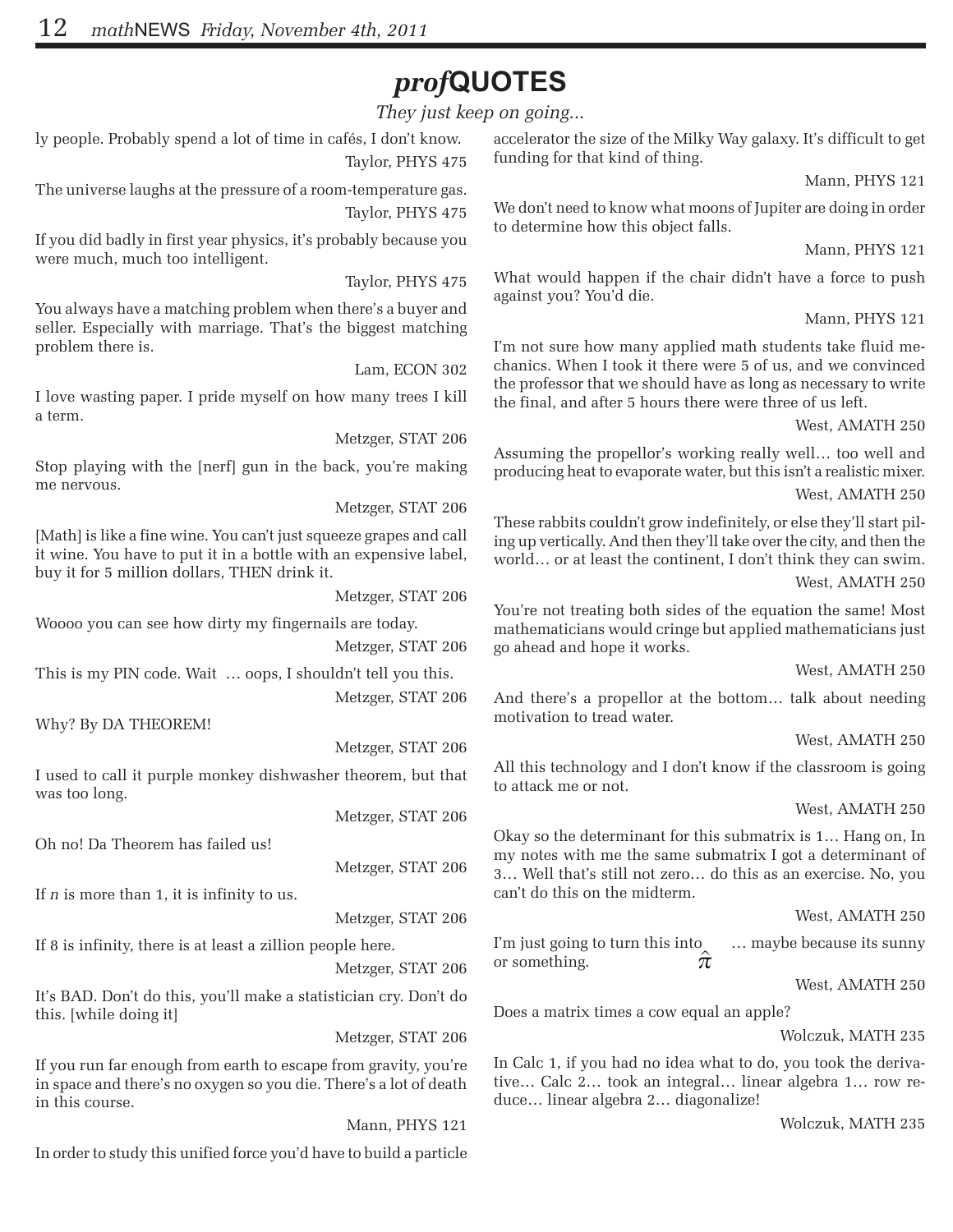# *prof*QUOTES

*They just keep on going...*

ly people. Probably spend a lot of time in cafés, I don't know.

Taylor, PHYS 475

The universe laughs at the pressure of a room-temperature gas.

Taylor, PHYS 475

If you did badly in first year physics, it's probably because you were much, much too intelligent.

Taylor, PHYS 475

You always have a matching problem when there's a buyer and seller. Especially with marriage. That's the biggest matching problem there is.

Lam, ECON 302

I love wasting paper. I pride myself on how many trees I kill a term.

Metzger, STAT 206

Stop playing with the [nerf] gun in the back, you're making me nervous.

Metzger, STAT 206

[Math] is like a fine wine. You can't just squeeze grapes and call it wine. You have to put it in a bottle with an expensive label, buy it for 5 million dollars, THEN drink it.

Metzger, STAT 206

Woooo you can see how dirty my fingernails are today.

Metzger, STAT 206

This is my PIN code. Wait … oops, I shouldn't tell you this.

Metzger, STAT 206

Why? By DA THEOREM!

Metzger, STAT 206

I used to call it purple monkey dishwasher theorem, but that was too long.

Metzger, STAT 206

Oh no! Da Theorem has failed us!

Metzger, STAT 206

If $n$ is more than 1, it is infinity to us.

Metzger, STAT 206

If 8 is infinity, there is at least a zillion people here.

Metzger, STAT 206

It's BAD. Don't do this, you'll make a statistician cry. Don't do this. [while doing it]

Metzger, STAT 206

If you run far enough from earth to escape from gravity, you're in space and there's no oxygen so you die. There's a lot of death in this course.

Mann, PHYS 121

In order to study this unified force you'd have to build a particle accelerator the size of the Milky Way galaxy. It's difficult to get funding for that kind of thing.

Mann, PHYS 121

We don't need to know what moons of Jupiter are doing in order to determine how this object falls.

Mann, PHYS 121

What would happen if the chair didn't have a force to push against you? You'd die.

Mann, PHYS 121

I'm not sure how many applied math students take fluid mechanics. When I took it there were 5 of us, and we convinced the professor that we should have as long as necessary to write the final, and after 5 hours there were three of us left.

West, AMATH 250

Assuming the propellor's working really well… too well and producing heat to evaporate water, but this isn't a realistic mixer.

West, AMATH 250

These rabbits couldn't grow indefinitely, or else they'll start piling up vertically. And then they'll take over the city, and then the world… or at least the continent, I don't think they can swim.

West, AMATH 250

You're not treating both sides of the equation the same! Most mathematicians would cringe but applied mathematicians just go ahead and hope it works.

West, AMATH 250

And there's a propellor at the bottom… talk about needing motivation to tread water.

West, AMATH 250

All this technology and I don't know if the classroom is going to attack me or not.

West, AMATH 250

Okay so the determinant for this submatrix is 1… Hang on, In my notes with me the same submatrix I got a determinant of 3… Well that's still not zero… do this as an exercise. No, you can't do this on the midterm.

West, AMATH 250

I'm just going to turn this into $\hat{\pi}$ … maybe because its sunny or something.

West, AMATH 250

Does a matrix times a cow equal an apple?

Wolczuk, MATH 235

In Calc 1, if you had no idea what to do, you took the derivative… Calc 2… took an integral… linear algebra 1… row reduce… linear algebra 2… diagonalize!

Wolczuk, MATH 235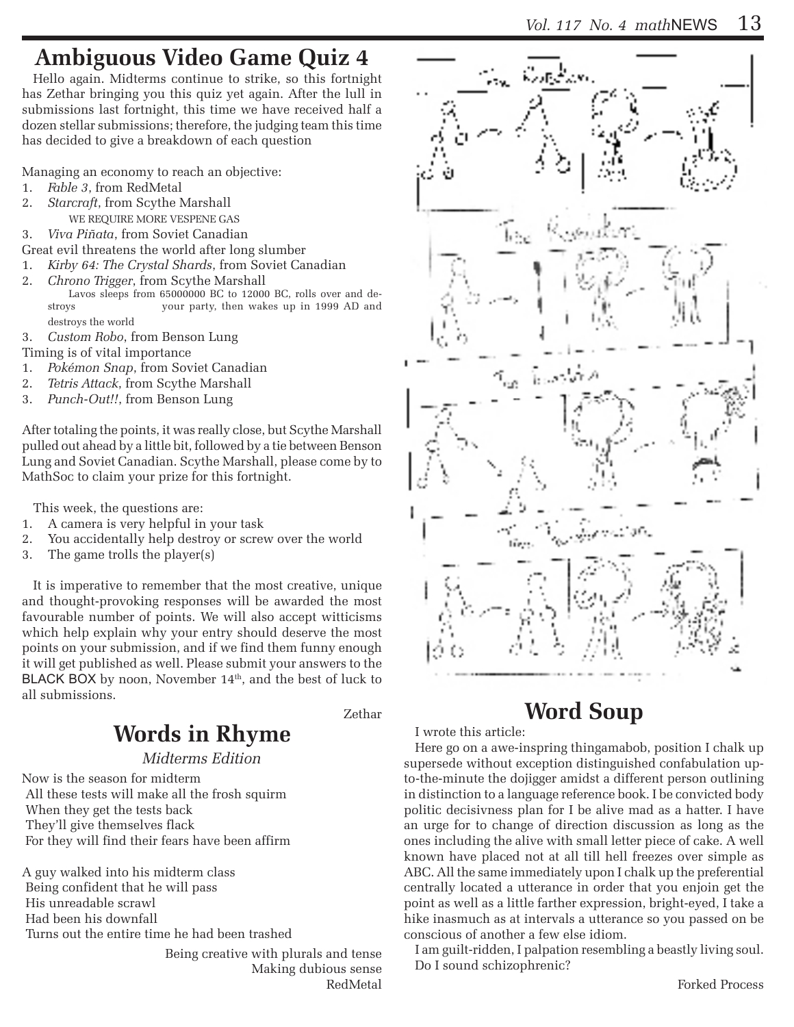# Ambiguous Video Game Quiz 4

Hello again. Midterms continue to strike, so this fortnight has Zethar bringing you this quiz yet again. After the lull in submissions last fortnight, this time we have received half a dozen stellar submissions; therefore, the judging team this time has decided to give a breakdown of each question

Managing an economy to reach an objective:

1. *Fable 3*, from RedMetal
2. *Starcraft*, from Scythe Marshall
   WE REQUIRE MORE VESPENE GAS
3. *Viva Piñata*, from Soviet Canadian

Great evil threatens the world after long slumber

1. *Kirby 64: The Crystal Shards*, from Soviet Canadian
2. *Chrono Trigger*, from Scythe Marshall
   Lavos sleeps from 65000000 BC to 12000 BC, rolls over and destroys your party, then wakes up in 1999 AD and destroys the world
3. *Custom Robo*, from Benson Lung

Timing is of vital importance

1. *Pokémon Snap*, from Soviet Canadian
2. *Tetris Attack*, from Scythe Marshall
3. *Punch-Out!!*, from Benson Lung

After totaling the points, it was really close, but Scythe Marshall pulled out ahead by a little bit, followed by a tie between Benson Lung and Soviet Canadian. Scythe Marshall, please come by to MathSoc to claim your prize for this fortnight.

This week, the questions are:

1. A camera is very helpful in your task
2. You accidentally help destroy or screw over the world
3. The game trolls the player(s)

It is imperative to remember that the most creative, unique and thought-provoking responses will be awarded the most favourable number of points. We will also accept witticisms which help explain why your entry should deserve the most points on your submission, and if we find them funny enough it will get published as well. Please submit your answers to the BLACK BOX by noon, November 14th, and the best of luck to all submissions.

Zethar

# Words in Rhyme

*Midterms Edition*

Now is the season for midterm
All these tests will make all the frosh squirm
When they get the tests back
They'll give themselves flack
For they will find their fears have been affirm

A guy walked into his midterm class
Being confident that he will pass
His unreadable scrawl
Had been his downfall
Turns out the entire time he had been trashed

Being creative with plurals and tense
Making dubious sense
RedMetal

# Word Soup

I wrote this article:

Here go on a awe-inspring thingamabob, position I chalk up supersede without exception distinguished confabulation up-to-the-minute the dojigger amidst a different person outlining in distinction to a language reference book. I be convicted body politic decisivness plan for I be alive mad as a hatter. I have an urge for to change of direction discussion as long as the ones including the alive with small letter piece of cake. A well known have placed not at all till hell freezes over simple as ABC. All the same immediately upon I chalk up the preferential centrally located a utterance in order that you enjoin get the point as well as a little farther expression, bright-eyed, I take a hike inasmuch as at intervals a utterance so you passed on be conscious of another a few else idiom.

I am guilt-ridden, I palpation resembling a beastly living soul. Do I sound schizophrenic?

Forked Process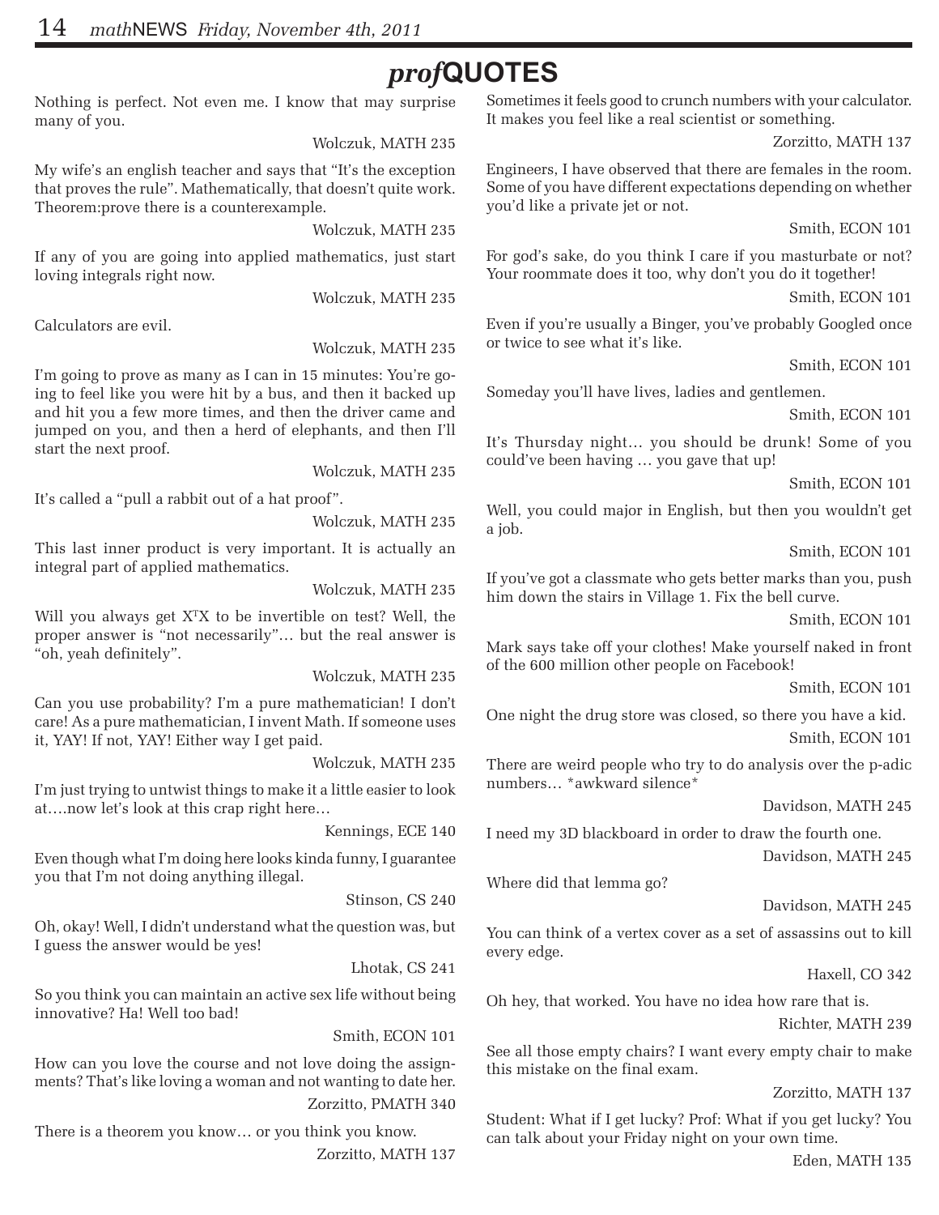# *prof*QUOTES

Nothing is perfect. Not even me. I know that may surprise many of you.

Wolczuk, MATH 235

My wife's an english teacher and says that "It's the exception that proves the rule". Mathematically, that doesn't quite work. Theorem:prove there is a counterexample.

Wolczuk, MATH 235

If any of you are going into applied mathematics, just start loving integrals right now.

Wolczuk, MATH 235

Calculators are evil.

Wolczuk, MATH 235

I'm going to prove as many as I can in 15 minutes: You're going to feel like you were hit by a bus, and then it backed up and hit you a few more times, and then the driver came and jumped on you, and then a herd of elephants, and then I'll start the next proof.

Wolczuk, MATH 235

It's called a "pull a rabbit out of a hat proof".

Wolczuk, MATH 235

This last inner product is very important. It is actually an integral part of applied mathematics.

Wolczuk, MATH 235

Will you always get $X^TX$ to be invertible on test? Well, the proper answer is "not necessarily"… but the real answer is "oh, yeah definitely".

Wolczuk, MATH 235

Can you use probability? I'm a pure mathematician! I don't care! As a pure mathematician, I invent Math. If someone uses it, YAY! If not, YAY! Either way I get paid.

Wolczuk, MATH 235

I'm just trying to untwist things to make it a little easier to look at….now let's look at this crap right here…

Kennings, ECE 140

Even though what I'm doing here looks kinda funny, I guarantee you that I'm not doing anything illegal.

Stinson, CS 240

Oh, okay! Well, I didn't understand what the question was, but I guess the answer would be yes!

Lhotak, CS 241

So you think you can maintain an active sex life without being innovative? Ha! Well too bad!

Smith, ECON 101

How can you love the course and not love doing the assignments? That's like loving a woman and not wanting to date her.

Zorzitto, PMATH 340

There is a theorem you know… or you think you know.

Zorzitto, MATH 137

Sometimes it feels good to crunch numbers with your calculator. It makes you feel like a real scientist or something.

Zorzitto, MATH 137

Engineers, I have observed that there are females in the room. Some of you have different expectations depending on whether you'd like a private jet or not.

Smith, ECON 101

For god's sake, do you think I care if you masturbate or not? Your roommate does it too, why don't you do it together!

Smith, ECON 101

Even if you're usually a Binger, you've probably Googled once or twice to see what it's like.

Smith, ECON 101

Someday you'll have lives, ladies and gentlemen.

Smith, ECON 101

It's Thursday night… you should be drunk! Some of you could've been having … you gave that up!

Smith, ECON 101

Well, you could major in English, but then you wouldn't get a job.

Smith, ECON 101

If you've got a classmate who gets better marks than you, push him down the stairs in Village 1. Fix the bell curve.

Smith, ECON 101

Mark says take off your clothes! Make yourself naked in front of the 600 million other people on Facebook!

Smith, ECON 101

One night the drug store was closed, so there you have a kid.

Smith, ECON 101

There are weird people who try to do analysis over the p-adic numbers… *awkward silence*

Davidson, MATH 245

I need my 3D blackboard in order to draw the fourth one.

Davidson, MATH 245

Where did that lemma go?

Davidson, MATH 245

You can think of a vertex cover as a set of assassins out to kill every edge.

Haxell, CO 342

Oh hey, that worked. You have no idea how rare that is.

Richter, MATH 239

See all those empty chairs? I want every empty chair to make this mistake on the final exam.

Zorzitto, MATH 137

Student: What if I get lucky? Prof: What if you get lucky? You can talk about your Friday night on your own time.

Eden, MATH 135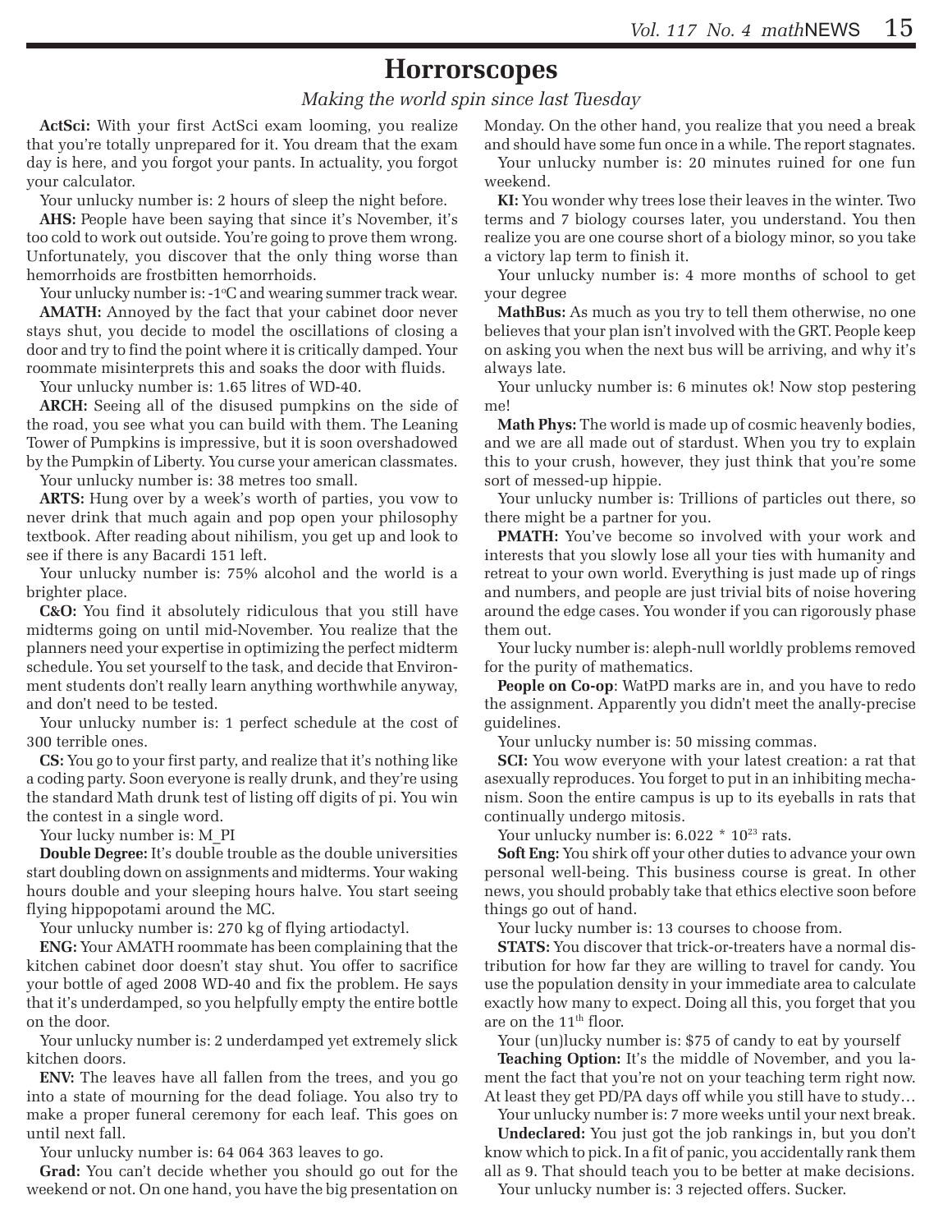# Horrorscopes

*Making the world spin since last Tuesday*

**ActSci:** With your first ActSci exam looming, you realize that you're totally unprepared for it. You dream that the exam day is here, and you forgot your pants. In actuality, you forgot your calculator.

Your unlucky number is: 2 hours of sleep the night before.

**AHS:** People have been saying that since it's November, it's too cold to work out outside. You're going to prove them wrong. Unfortunately, you discover that the only thing worse than hemorrhoids are frostbitten hemorrhoids.

Your unlucky number is: -1°C and wearing summer track wear.

**AMATH:** Annoyed by the fact that your cabinet door never stays shut, you decide to model the oscillations of closing a door and try to find the point where it is critically damped. Your roommate misinterprets this and soaks the door with fluids.

Your unlucky number is: 1.65 litres of WD-40.

**ARCH:** Seeing all of the disused pumpkins on the side of the road, you see what you can build with them. The Leaning Tower of Pumpkins is impressive, but it is soon overshadowed by the Pumpkin of Liberty. You curse your american classmates.

Your unlucky number is: 38 metres too small.

**ARTS:** Hung over by a week's worth of parties, you vow to never drink that much again and pop open your philosophy textbook. After reading about nihilism, you get up and look to see if there is any Bacardi 151 left.

Your unlucky number is: 75% alcohol and the world is a brighter place.

**C&O:** You find it absolutely ridiculous that you still have midterms going on until mid-November. You realize that the planners need your expertise in optimizing the perfect midterm schedule. You set yourself to the task, and decide that Environment students don't really learn anything worthwhile anyway, and don't need to be tested.

Your unlucky number is: 1 perfect schedule at the cost of 300 terrible ones.

**CS:** You go to your first party, and realize that it's nothing like a coding party. Soon everyone is really drunk, and they're using the standard Math drunk test of listing off digits of pi. You win the contest in a single word.

Your lucky number is: M_PI

**Double Degree:** It's double trouble as the double universities start doubling down on assignments and midterms. Your waking hours double and your sleeping hours halve. You start seeing flying hippopotami around the MC.

Your unlucky number is: 270 kg of flying artiodactyl.

**ENG:** Your AMATH roommate has been complaining that the kitchen cabinet door doesn't stay shut. You offer to sacrifice your bottle of aged 2008 WD-40 and fix the problem. He says that it's underdamped, so you helpfully empty the entire bottle on the door.

Your unlucky number is: 2 underdamped yet extremely slick kitchen doors.

**ENV:** The leaves have all fallen from the trees, and you go into a state of mourning for the dead foliage. You also try to make a proper funeral ceremony for each leaf. This goes on until next fall.

Your unlucky number is: 64 064 363 leaves to go.

**Grad:** You can't decide whether you should go out for the weekend or not. On one hand, you have the big presentation on Monday. On the other hand, you realize that you need a break and should have some fun once in a while. The report stagnates.

Your unlucky number is: 20 minutes ruined for one fun weekend.

**KI:** You wonder why trees lose their leaves in the winter. Two terms and 7 biology courses later, you understand. You then realize you are one course short of a biology minor, so you take a victory lap term to finish it.

Your unlucky number is: 4 more months of school to get your degree

**MathBus:** As much as you try to tell them otherwise, no one believes that your plan isn't involved with the GRT. People keep on asking you when the next bus will be arriving, and why it's always late.

Your unlucky number is: 6 minutes ok! Now stop pestering me!

**Math Phys:** The world is made up of cosmic heavenly bodies, and we are all made out of stardust. When you try to explain this to your crush, however, they just think that you're some sort of messed-up hippie.

Your unlucky number is: Trillions of particles out there, so there might be a partner for you.

**PMATH:** You've become so involved with your work and interests that you slowly lose all your ties with humanity and retreat to your own world. Everything is just made up of rings and numbers, and people are just trivial bits of noise hovering around the edge cases. You wonder if you can rigorously phase them out.

Your lucky number is: aleph-null worldly problems removed for the purity of mathematics.

**People on Co-op**: WatPD marks are in, and you have to redo the assignment. Apparently you didn't meet the anally-precise guidelines.

Your unlucky number is: 50 missing commas.

**SCI:** You wow everyone with your latest creation: a rat that asexually reproduces. You forget to put in an inhibiting mechanism. Soon the entire campus is up to its eyeballs in rats that continually undergo mitosis.

Your unlucky number is: $6.022 * 10^{23}$ rats.

**Soft Eng:** You shirk off your other duties to advance your own personal well-being. This business course is great. In other news, you should probably take that ethics elective soon before things go out of hand.

Your lucky number is: 13 courses to choose from.

**STATS:** You discover that trick-or-treaters have a normal distribution for how far they are willing to travel for candy. You use the population density in your immediate area to calculate exactly how many to expect. Doing all this, you forget that you are on the 11th floor.

Your (un)lucky number is: $75 of candy to eat by yourself

**Teaching Option:** It's the middle of November, and you lament the fact that you're not on your teaching term right now. At least they get PD/PA days off while you still have to study…

Your unlucky number is: 7 more weeks until your next break.

**Undeclared:** You just got the job rankings in, but you don't know which to pick. In a fit of panic, you accidentally rank them all as 9. That should teach you to be better at make decisions.

Your unlucky number is: 3 rejected offers. Sucker.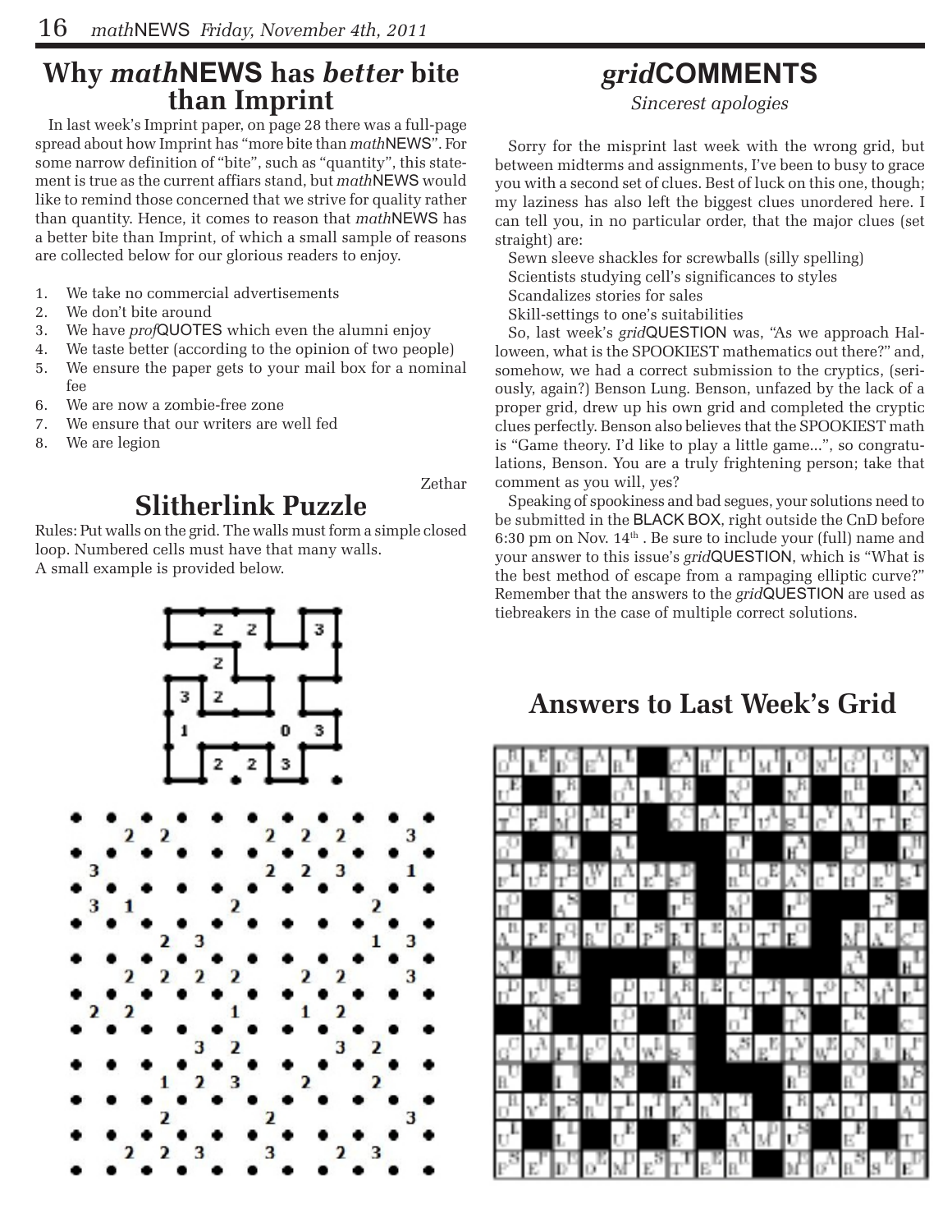## Why *math*NEWS has *better* bite than Imprint

In last week's Imprint paper, on page 28 there was a full-page spread about how Imprint has "more bite than *math*NEWS". For some narrow definition of "bite", such as "quantity", this statement is true as the current affairs stand, but *math*NEWS would like to remind those concerned that we strive for quality rather than quantity. Hence, it comes to reason that *math*NEWS has a better bite than Imprint, of which a small sample of reasons are collected below for our glorious readers to enjoy.

1. We take no commercial advertisements
2. We don't bite around
3. We have *prof*QUOTES which even the alumni enjoy
4. We taste better (according to the opinion of two people)
5. We ensure the paper gets to your mail box for a nominal fee
6. We are now a zombie-free zone
7. We ensure that our writers are well fed
8. We are legion

Zethar

## Slitherlink Puzzle

Rules: Put walls on the grid. The walls must form a simple closed loop. Numbered cells must have that many walls.
A small example is provided below.

## *grid*COMMENTS

*Sincerest apologies*

Sorry for the misprint last week with the wrong grid, but between midterms and assignments, I've been to busy to grace you with a second set of clues. Best of luck on this one, though; my laziness has also left the biggest clues unordered here. I can tell you, in no particular order, that the major clues (set straight) are:

Sewn sleeve shackles for screwballs (silly spelling)
Scientists studying cell's significances to styles
Scandalizes stories for sales
Skill-settings to one's suitabilities

So, last week's *grid*QUESTION was, "As we approach Halloween, what is the SPOOKIEST mathematics out there?" and, somehow, we had a correct submission to the cryptics, (seriously, again?) Benson Lung. Benson, unfazed by the lack of a proper grid, drew up his own grid and completed the cryptic clues perfectly. Benson also believes that the SPOOKIEST math is "Game theory. I'd like to play a little game...", so congratulations, Benson. You are a truly frightening person; take that comment as you will, yes?

Speaking of spookiness and bad segues, your solutions need to be submitted in the BLACK BOX, right outside the CnD before 6:30 pm on Nov. 14th . Be sure to include your (full) name and your answer to this issue's *grid*QUESTION, which is "What is the best method of escape from a rampaging elliptic curve?" Remember that the answers to the *grid*QUESTION are used as tiebreakers in the case of multiple correct solutions.

## Answers to Last Week's Grid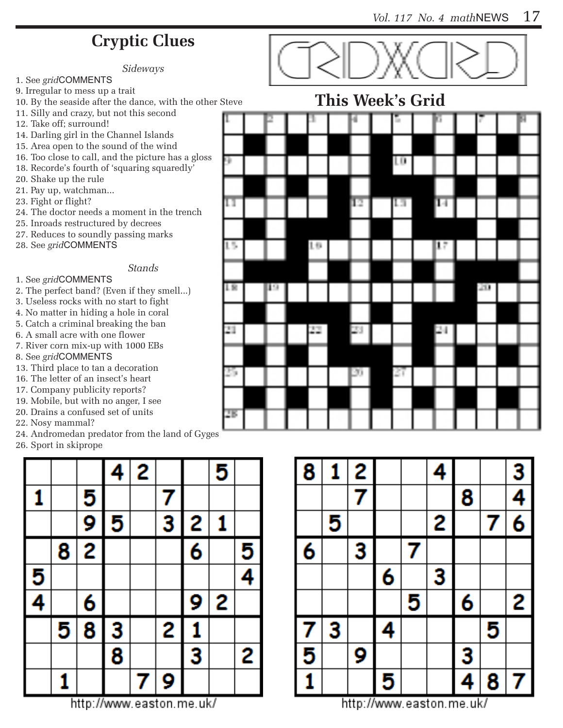## Cryptic Clues

*Sideways*

1. See *grid*COMMENTS
9. Irregular to mess up a trait
10. By the seaside after the dance, with the other Steve
11. Silly and crazy, but not this second
12. Take off; surround!
14. Darling girl in the Channel Islands
15. Area open to the sound of the wind
16. Too close to call, and the picture has a gloss
18. Recorde's fourth of 'squaring squaredly'
20. Shake up the rule
21. Pay up, watchman...
23. Fight or flight?
24. The doctor needs a moment in the trench
25. Inroads restructured by decrees
27. Reduces to soundly passing marks
28. See *grid*COMMENTS

*Stands*

1. See *grid*COMMENTS
2. The perfect band? (Even if they smell...)
3. Useless rocks with no start to fight
4. No matter in hiding a hole in coral
5. Catch a criminal breaking the ban
6. A small acre with one flower
7. River corn mix-up with 1000 EBs
8. See *grid*COMMENTS
13. Third place to tan a decoration
16. The letter of an insect's heart
17. Company publicity reports?
19. Mobile, but with no anger, I see
20. Drains a confused set of units
22. Nosy mammal?
24. Andromedan predator from the land of Gyges
26. Sport in skiprope

# GRIDWORD

## This Week's Grid

| | | | | | | | | |
|---|---|---|---|---|---|---|---|---|
| | | | 4 | 2 | | | 5 | |
| 1 | | 5 | | | 7 | | | |
| | | 9 | 5 | | 3 | 2 | 1 | |
| | 8 | 2 | | | | 6 | | 5 |
| 5 | | | | | | | | 4 |
| 4 | | 6 | | | | 9 | 2 | |
| | 5 | 8 | 3 | | 2 | 1 | | |
| | | | 8 | | | 3 | | 2 |
| | 1 | | | 7 | 9 | | | |

http://www.easton.me.uk/

| | | | | | | | | |
|---|---|---|---|---|---|---|---|---|
| 8 | 1 | 2 | | | 4 | | | 3 |
| | | 7 | | | | 8 | | 4 |
| | 5 | | | | 2 | | 7 | 6 |
| 6 | | 3 | | 7 | | | | |
| | | | 6 | | 3 | | | |
| | | | | 5 | | 6 | | 2 |
| 7 | 3 | | 4 | | | | 5 | |
| 5 | | 9 | | | | 3 | | |
| 1 | | | 5 | | | 4 | 8 | 7 |

http://www.easton.me.uk/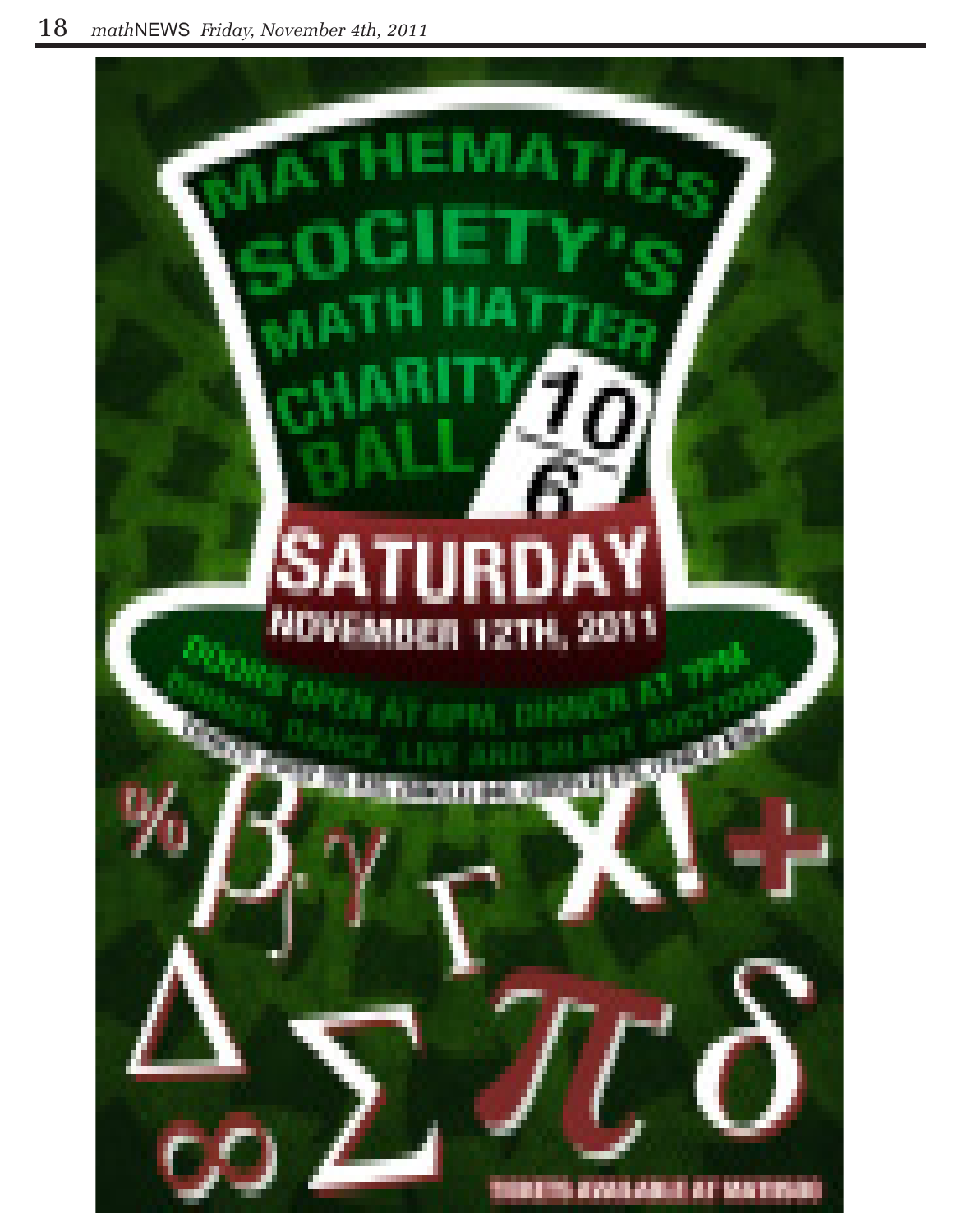MATHEMATICS SOCIETY'S MATH HATTER CHARITY BALL

10/6

SATURDAY

NOVEMBER 12TH, 2011

DOORS OPEN AT 6PM, DINNER AT 7PM

DINNER, DANCE, LIVE AND SILENT AUCTIONS

TICKETS AVAILABLE AT MATHSOC